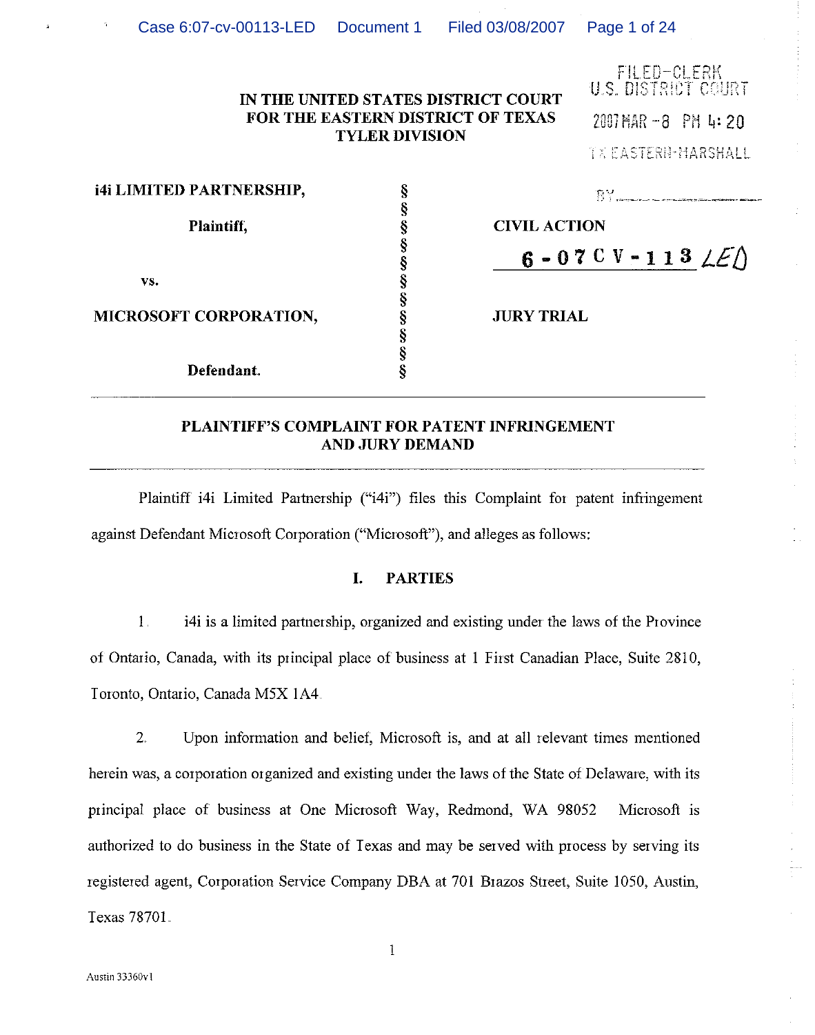**IN THE UNITED STATES DISTRICT COURT**
**FOR THE EASTERN DISTRICT OF TEXAS**
**TYLER DIVISION**

FILED-CLERK
U.S. DISTRICT COURT
2007 MAR -8 PM 4:20
TX EASTERN-MARSHALL
BY ________________

| | | |
|---|---|---|
| **i4i LIMITED PARTNERSHIP,** | § | |
| | § | |
| **Plaintiff,** | § | **CIVIL ACTION** |
| | § | **6-07CV-113 LED** |
| **vs.** | § | |
| | § | |
| **MICROSOFT CORPORATION,** | § | **JURY TRIAL** |
| | § | |
| **Defendant.** | § | |

**PLAINTIFF'S COMPLAINT FOR PATENT INFRINGEMENT AND JURY DEMAND**

Plaintiff i4i Limited Partnership ("i4i") files this Complaint for patent infringement against Defendant Microsoft Corporation ("Microsoft"), and alleges as follows:

## I. PARTIES

1. i4i is a limited partnership, organized and existing under the laws of the Province of Ontario, Canada, with its principal place of business at 1 First Canadian Place, Suite 2810, Toronto, Ontario, Canada M5X 1A4.

2. Upon information and belief, Microsoft is, and at all relevant times mentioned herein was, a corporation organized and existing under the laws of the State of Delaware, with its principal place of business at One Microsoft Way, Redmond, WA 98052 Microsoft is authorized to do business in the State of Texas and may be served with process by serving its registered agent, Corporation Service Company DBA at 701 Brazos Street, Suite 1050, Austin, Texas 78701.

Austin 33360v1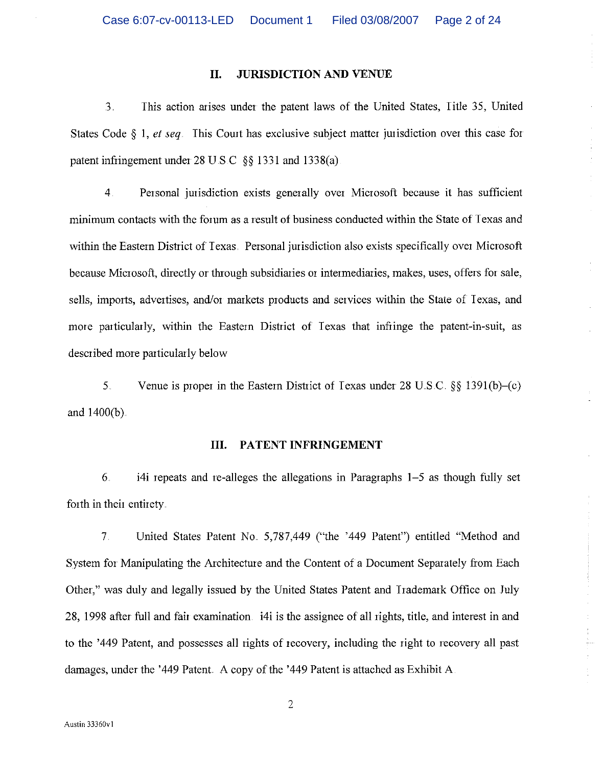## II. JURISDICTION AND VENUE

3. This action arises under the patent laws of the United States, Title 35, United States Code § 1, *et seq*. This Court has exclusive subject matter jurisdiction over this case for patent infringement under 28 U.S.C §§ 1331 and 1338(a)

4. Personal jurisdiction exists generally over Microsoft because it has sufficient minimum contacts with the forum as a result of business conducted within the State of Texas and within the Eastern District of Texas. Personal jurisdiction also exists specifically over Microsoft because Microsoft, directly or through subsidiaries or intermediaries, makes, uses, offers for sale, sells, imports, advertises, and/or markets products and services within the State of Texas, and more particularly, within the Eastern District of Texas that infringe the patent-in-suit, as described more particularly below

5. Venue is proper in the Eastern District of Texas under 28 U.S.C. §§ 1391(b)–(c) and 1400(b).

## III. PATENT INFRINGEMENT

6. i4i repeats and re-alleges the allegations in Paragraphs 1–5 as though fully set forth in their entirety.

7. United States Patent No. 5,787,449 ("the '449 Patent") entitled "Method and System for Manipulating the Architecture and the Content of a Document Separately from Each Other," was duly and legally issued by the United States Patent and Trademark Office on July 28, 1998 after full and fair examination. i4i is the assignee of all rights, title, and interest in and to the '449 Patent, and possesses all rights of recovery, including the right to recovery all past damages, under the '449 Patent. A copy of the '449 Patent is attached as Exhibit A.

Austin 33360v1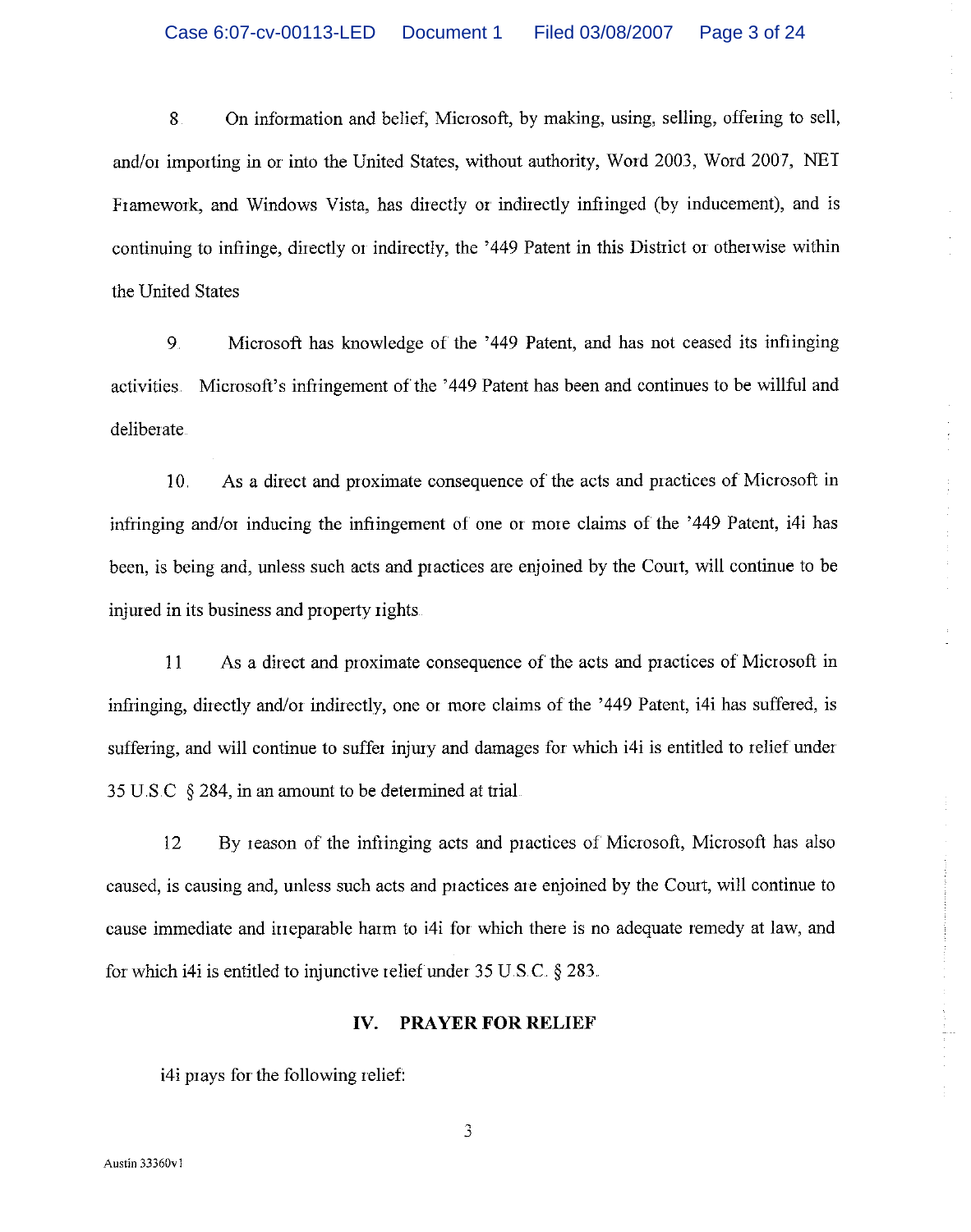8. On information and belief, Microsoft, by making, using, selling, offering to sell, and/or importing in or into the United States, without authority, Word 2003, Word 2007, .NET Framework, and Windows Vista, has directly or indirectly infringed (by inducement), and is continuing to infringe, directly or indirectly, the '449 Patent in this District or otherwise within the United States.

9. Microsoft has knowledge of the '449 Patent, and has not ceased its infringing activities. Microsoft's infringement of the '449 Patent has been and continues to be willful and deliberate.

10. As a direct and proximate consequence of the acts and practices of Microsoft in infringing and/or inducing the infringement of one or more claims of the '449 Patent, i4i has been, is being and, unless such acts and practices are enjoined by the Court, will continue to be injured in its business and property rights.

11. As a direct and proximate consequence of the acts and practices of Microsoft in infringing, directly and/or indirectly, one or more claims of the '449 Patent, i4i has suffered, is suffering, and will continue to suffer injury and damages for which i4i is entitled to relief under 35 U.S.C. § 284, in an amount to be determined at trial.

12. By reason of the infringing acts and practices of Microsoft, Microsoft has also caused, is causing and, unless such acts and practices are enjoined by the Court, will continue to cause immediate and irreparable harm to i4i for which there is no adequate remedy at law, and for which i4i is entitled to injunctive relief under 35 U.S.C. § 283.

## IV. PRAYER FOR RELIEF

i4i prays for the following relief:

Austin 33360v1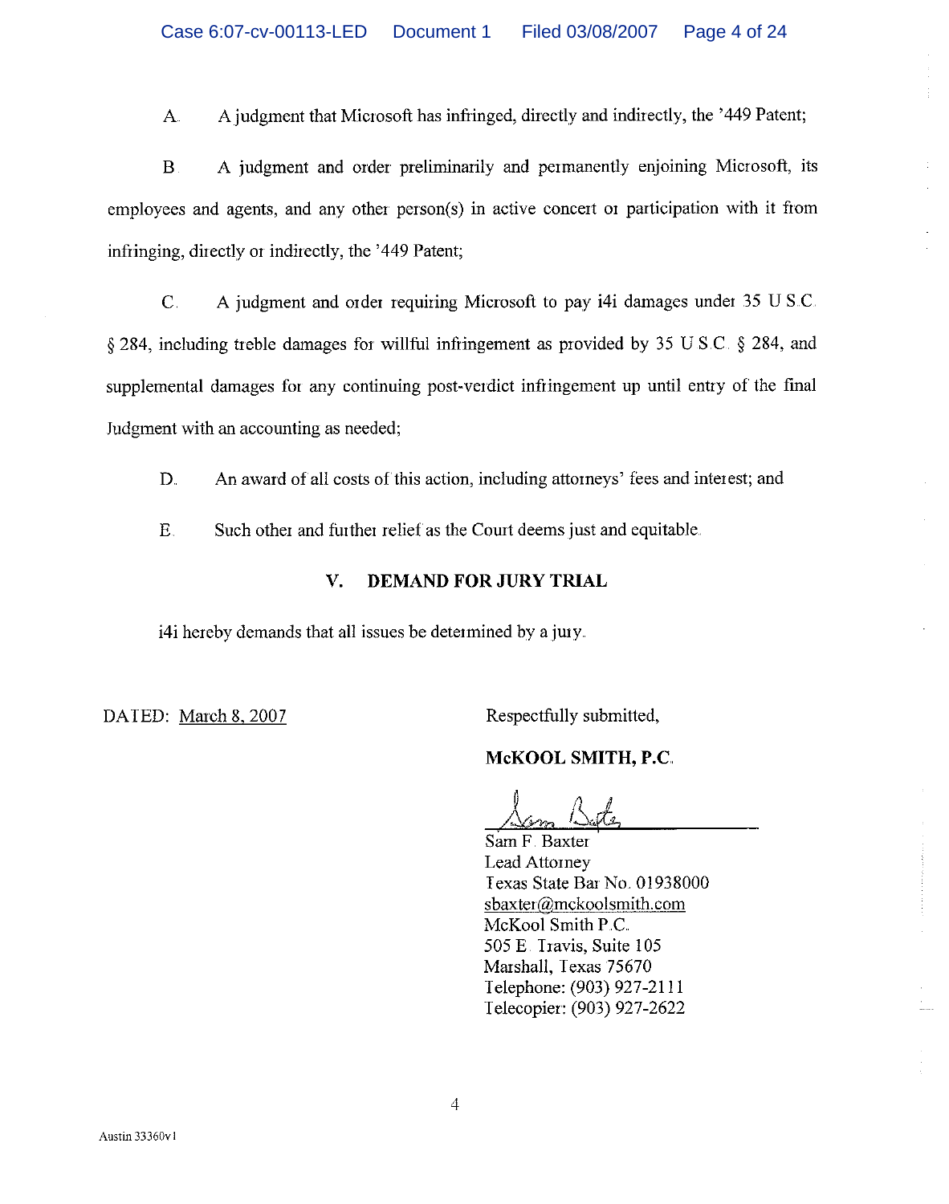A. A judgment that Microsoft has infringed, directly and indirectly, the '449 Patent;

B. A judgment and order preliminarily and permanently enjoining Microsoft, its employees and agents, and any other person(s) in active concert or participation with it from infringing, directly or indirectly, the '449 Patent;

C. A judgment and order requiring Microsoft to pay i4i damages under 35 U.S.C. § 284, including treble damages for willful infringement as provided by 35 U.S.C. § 284, and supplemental damages for any continuing post-verdict infringement up until entry of the final Judgment with an accounting as needed;

D. An award of all costs of this action, including attorneys' fees and interest; and

E. Such other and further relief as the Court deems just and equitable.

## V. DEMAND FOR JURY TRIAL

i4i hereby demands that all issues be determined by a jury.

DATED: March 8, 2007

Respectfully submitted,

**McKOOL SMITH, P.C.**

Sam F. Baxter
Lead Attorney
Texas State Bar No. 01938000
sbaxter@mckoolsmith.com
McKool Smith P.C.
505 E. Travis, Suite 105
Marshall, Texas 75670
Telephone: (903) 927-2111
Telecopier: (903) 927-2622

Austin 33360v1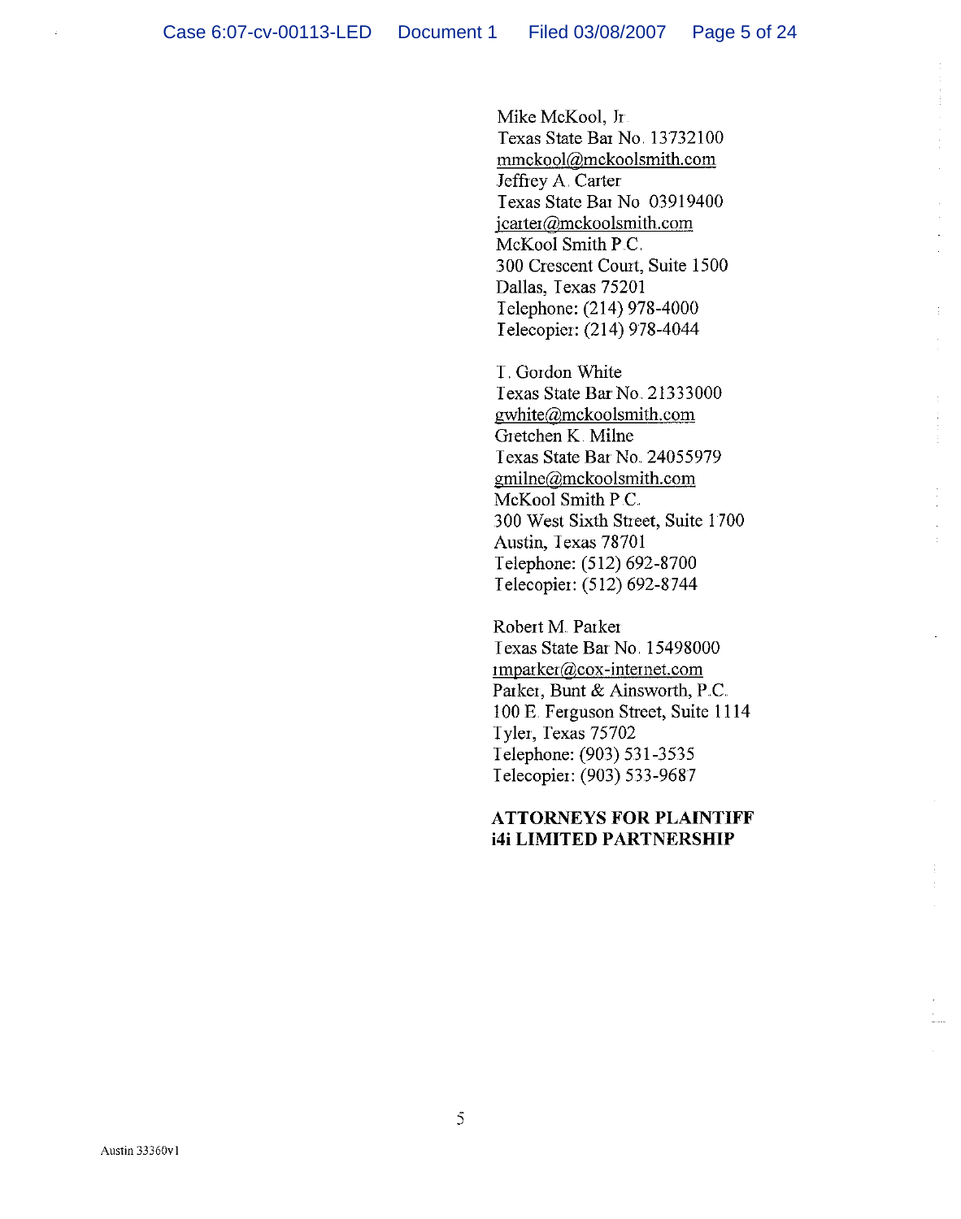Mike McKool, Jr.
Texas State Bar No. 13732100
mmckool@mckoolsmith.com
Jeffrey A. Carter
Texas State Bar No. 03919400
jcarter@mckoolsmith.com
McKool Smith P.C.
300 Crescent Court, Suite 1500
Dallas, Texas 75201
Telephone: (214) 978-4000
Telecopier: (214) 978-4044

T. Gordon White
Texas State Bar No. 21333000
gwhite@mckoolsmith.com
Gretchen K. Milne
Texas State Bar No. 24055979
gmilne@mckoolsmith.com
McKool Smith P.C.
300 West Sixth Street, Suite 1700
Austin, Texas 78701
Telephone: (512) 692-8700
Telecopier: (512) 692-8744

Robert M. Parker
Texas State Bar No. 15498000
rmparker@cox-internet.com
Parker, Bunt & Ainsworth, P.C.
100 E. Ferguson Street, Suite 1114
Tyler, Texas 75702
Telephone: (903) 531-3535
Telecopier: (903) 533-9687

**ATTORNEYS FOR PLAINTIFF i4i LIMITED PARTNERSHIP**

Austin 33360v1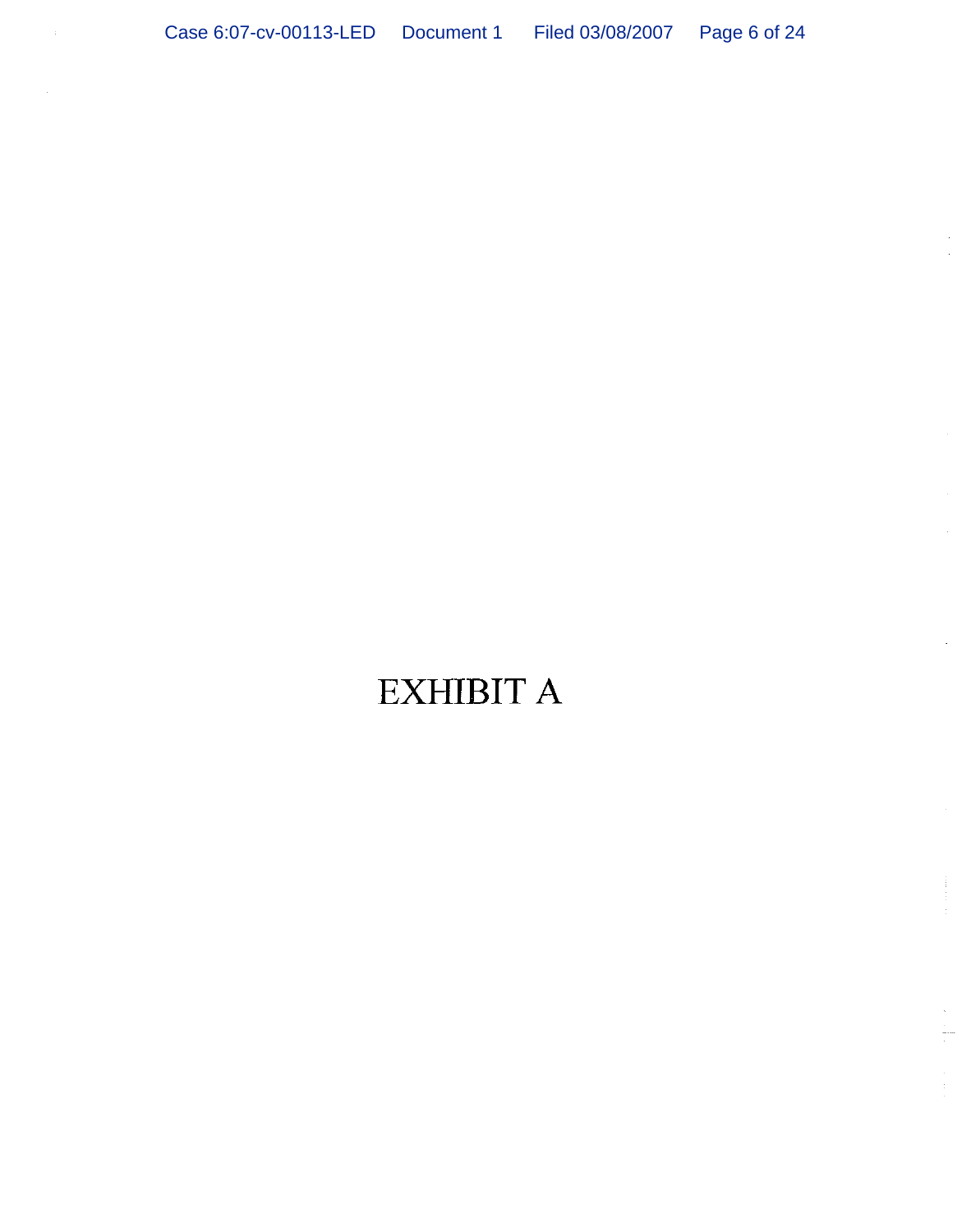# EXHIBIT A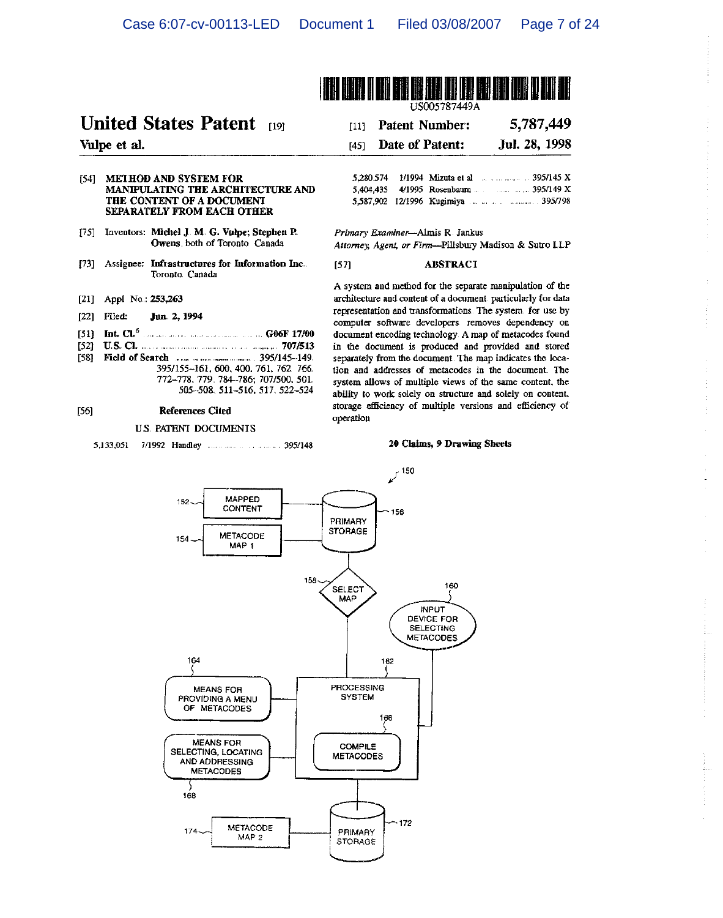US005787449A

# United States Patent [19]

**Vulpe et al.**

[11] **Patent Number: 5,787,449**

[45] **Date of Patent: Jul. 28, 1998**

[54] **METHOD AND SYSTEM FOR MANIPULATING THE ARCHITECTURE AND THE CONTENT OF A DOCUMENT SEPARATELY FROM EACH OTHER**

[75] Inventors: **Michel J. M. G. Vulpe; Stephen P. Owens**, both of Toronto, Canada

[73] Assignee: **Infrastructures for Information Inc.**, Toronto, Canada

[21] Appl. No.: **253,263**

[22] Filed: **Jun. 2, 1994**

[51] **Int. Cl.**[6] ..................... **G06F 17/00**

[52] **U.S. Cl.** ..................... **707/513**

[58] **Field of Search** ..................... 395/145–149, 395/155–161, 600, 400, 761, 762, 766, 772–778, 779, 784–786; 707/500, 501, 505–508, 511–516, 517, 522–524

[56] **References Cited**

U.S. PATENT DOCUMENTS

| | | | |
|---|---|---|---|
| 5,133,051 | 7/1992 | Handley | 395/148 |
| 5,280,574 | 1/1994 | Mizuta et al. | 395/145 X |
| 5,404,435 | 4/1995 | Rosenbaum | 395/149 X |
| 5,587,902 | 12/1996 | Kugimiya | 395/798 |

*Primary Examiner*—Almis R. Jankus

*Attorney, Agent, or Firm*—Pillsbury Madison & Sutro LLP

[57] **ABSTRACT**

A system and method for the separate manipulation of the architecture and content of a document, particularly for data representation and transformations. The system, for use by computer software developers removes dependency on document encoding technology. A map of metacodes found in the document is produced and provided and stored separately from the document. The map indicates the location and addresses of metacodes in the document. The system allows of multiple views of the same content, the ability to work solely on structure and solely on content, storage efficiency of multiple versions and efficiency of operation.

**20 Claims, 9 Drawing Sheets**

150
152 MAPPED CONTENT
154 METACODE MAP 1
156 PRIMARY STORAGE
158 SELECT MAP
160 INPUT DEVICE FOR SELECTING METACODES
162 PROCESSING SYSTEM
164 MEANS FOR PROVIDING A MENU OF METACODES
166 COMPILE METACODES
168 MEANS FOR SELECTING, LOCATING AND ADDRESSING METACODES
172 PRIMARY STORAGE
174 METACODE MAP 2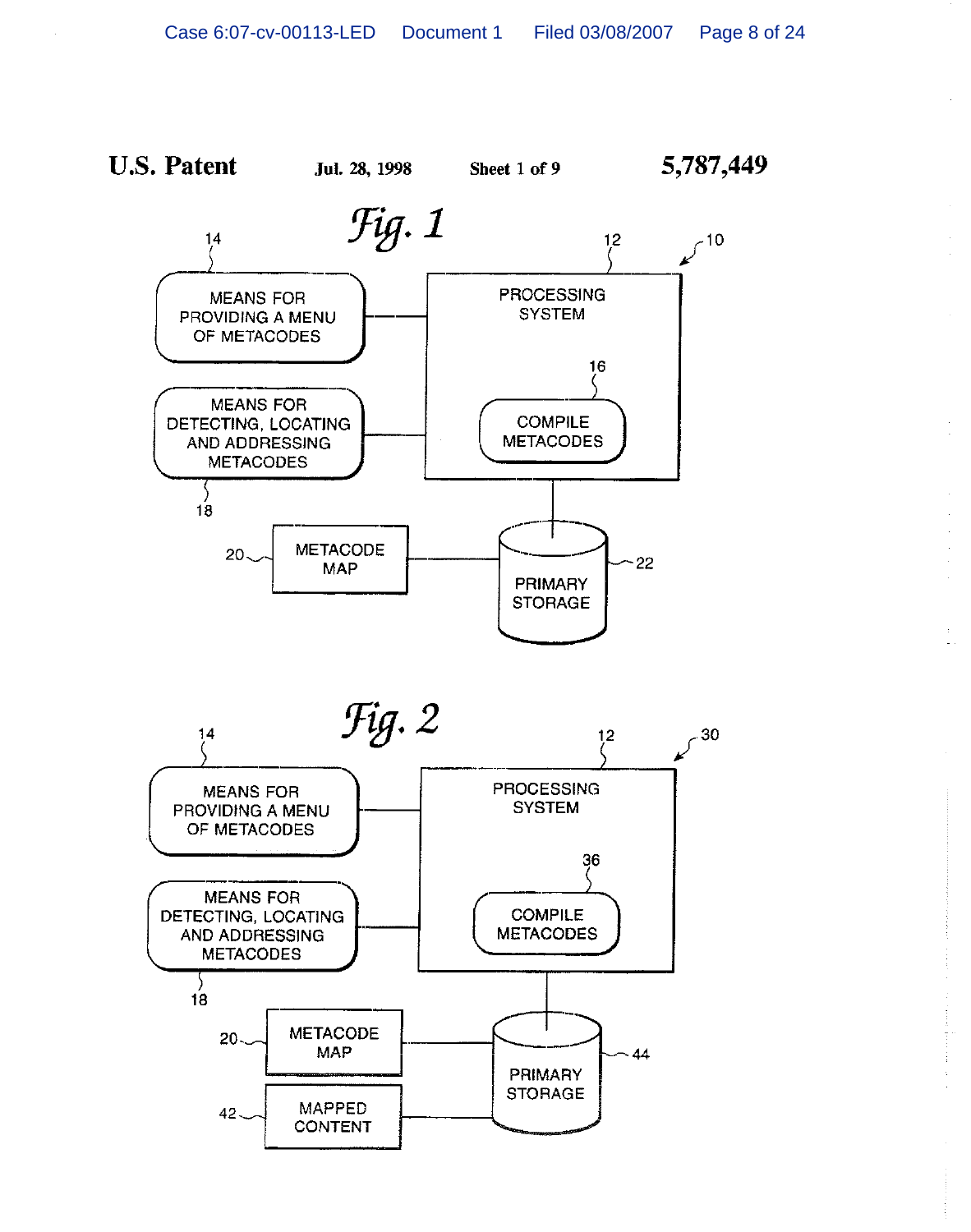**U.S. Patent** Jul. 28, 1998 Sheet 1 of 9 **5,787,449**

*Fig. 1*

10

12 PROCESSING SYSTEM

14 MEANS FOR PROVIDING A MENU OF METACODES

16 COMPILE METACODES

18 MEANS FOR DETECTING, LOCATING AND ADDRESSING METACODES

20 METACODE MAP

22 PRIMARY STORAGE

*Fig. 2*

30

12 PROCESSING SYSTEM

14 MEANS FOR PROVIDING A MENU OF METACODES

36 COMPILE METACODES

18 MEANS FOR DETECTING, LOCATING AND ADDRESSING METACODES

20 METACODE MAP

42 MAPPED CONTENT

44 PRIMARY STORAGE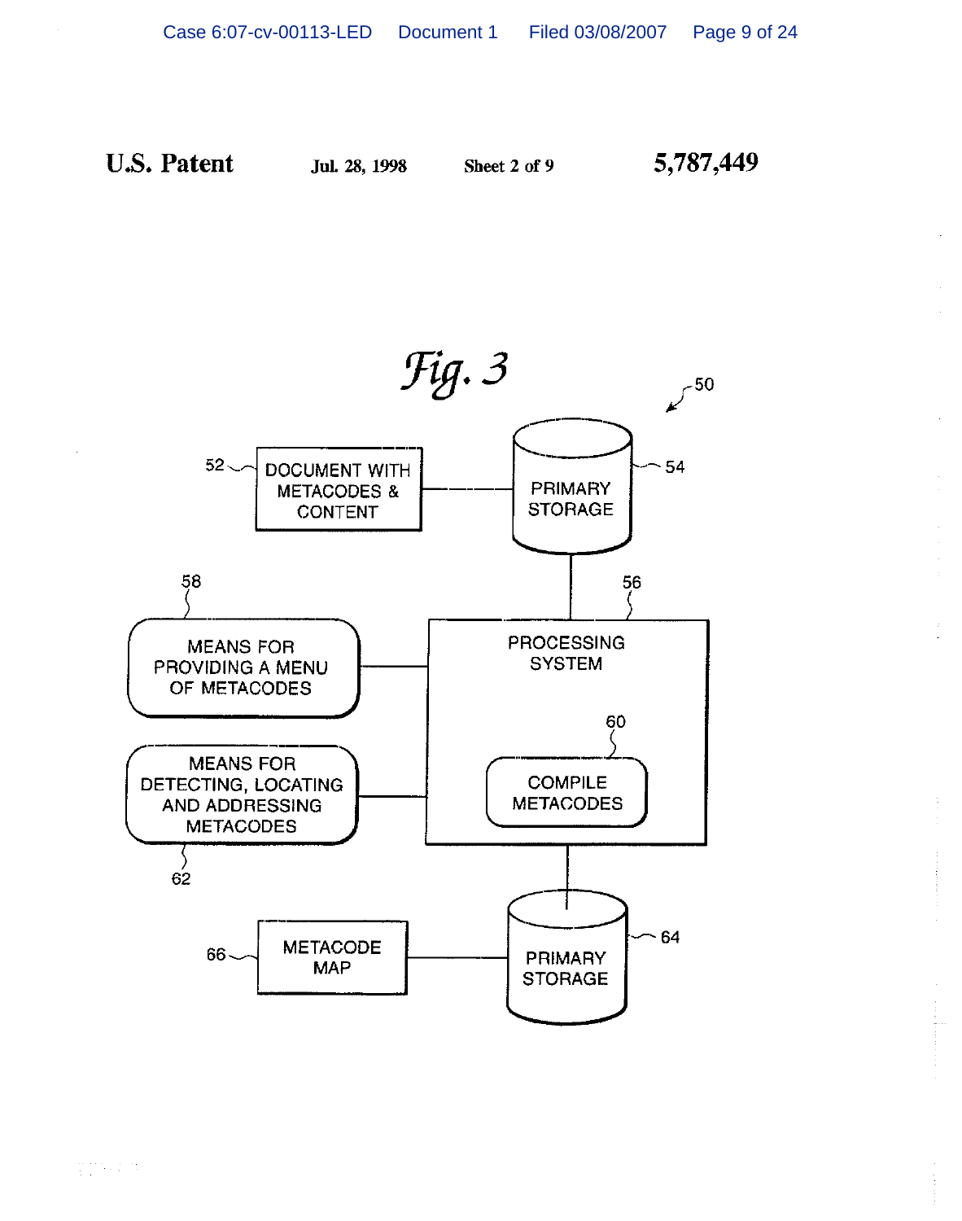U.S. Patent   Jul. 28, 1998   Sheet 2 of 9   5,787,449

*Fig. 3*

50

52 — DOCUMENT WITH METACODES & CONTENT

54 — PRIMARY STORAGE

56 — PROCESSING SYSTEM

58 — MEANS FOR PROVIDING A MENU OF METACODES

60 — COMPILE METACODES

62 — MEANS FOR DETECTING, LOCATING AND ADDRESSING METACODES

64 — PRIMARY STORAGE

66 — METACODE MAP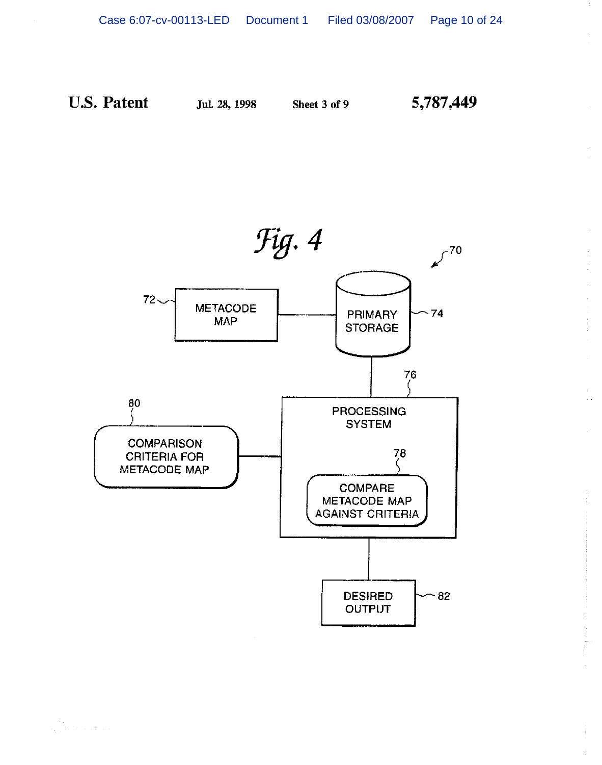**U.S. Patent** Jul. 28, 1998 Sheet 3 of 9 **5,787,449**

*Fig. 4*

70

72 METACODE MAP

74 PRIMARY STORAGE

76 PROCESSING SYSTEM

78 COMPARE METACODE MAP AGAINST CRITERIA

80 COMPARISON CRITERIA FOR METACODE MAP

82 DESIRED OUTPUT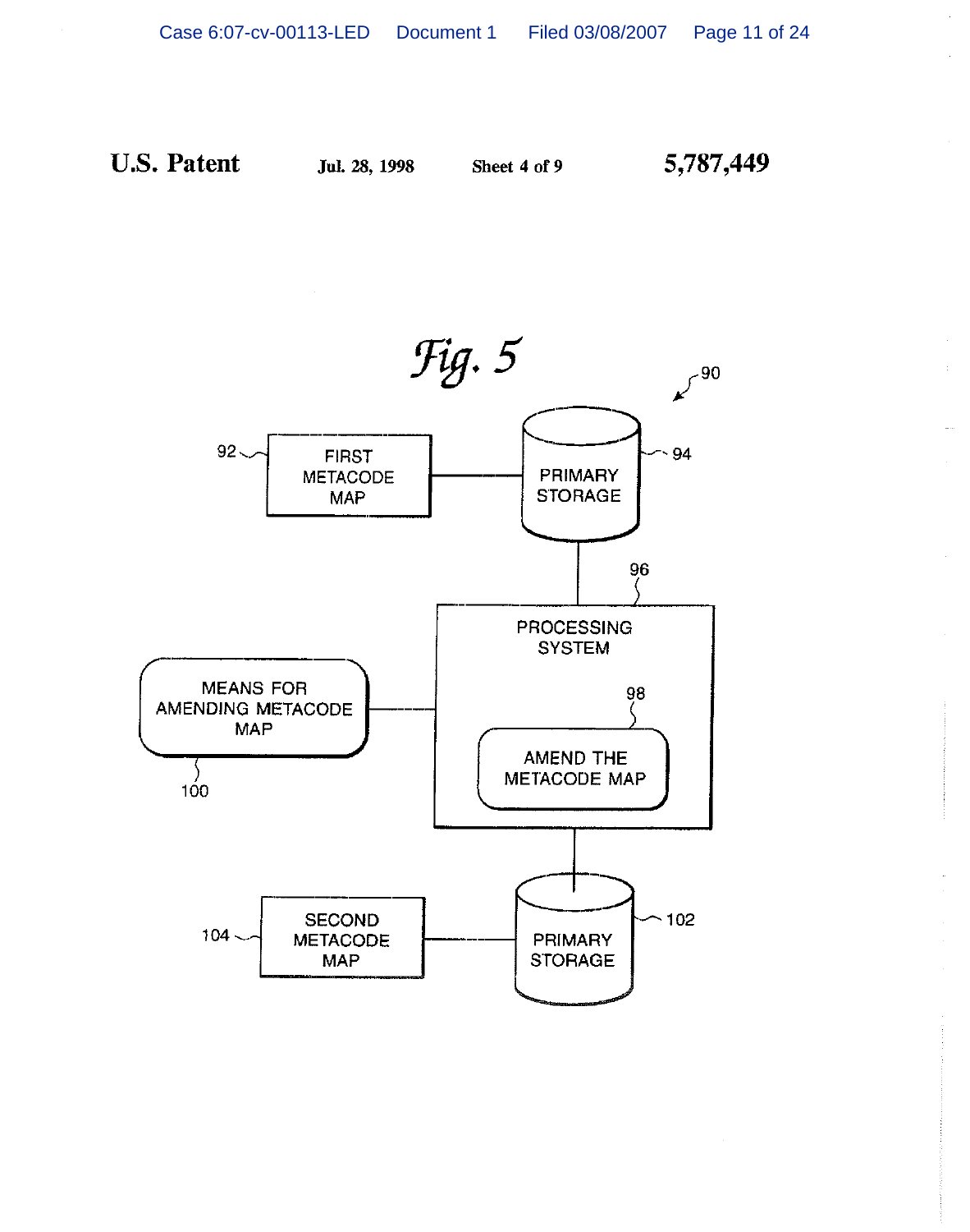U.S. Patent    Jul. 28, 1998    Sheet 4 of 9    5,787,449

Fig. 5

90

92 FIRST METACODE MAP

94 PRIMARY STORAGE

96 PROCESSING SYSTEM

MEANS FOR AMENDING METACODE MAP 100

98 AMEND THE METACODE MAP

104 SECOND METACODE MAP

102 PRIMARY STORAGE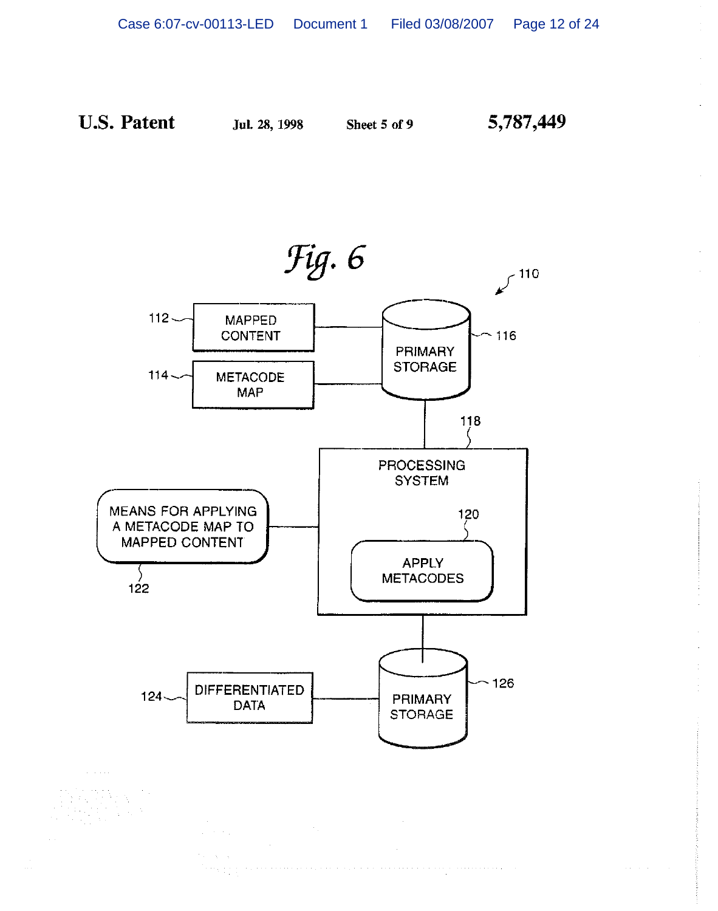U.S. Patent    Jul. 28, 1998    Sheet 5 of 9    5,787,449

Fig. 6

110

112 MAPPED CONTENT

114 METACODE MAP

116 PRIMARY STORAGE

118 PROCESSING SYSTEM

120 APPLY METACODES

122 MEANS FOR APPLYING A METACODE MAP TO MAPPED CONTENT

124 DIFFERENTIATED DATA

126 PRIMARY STORAGE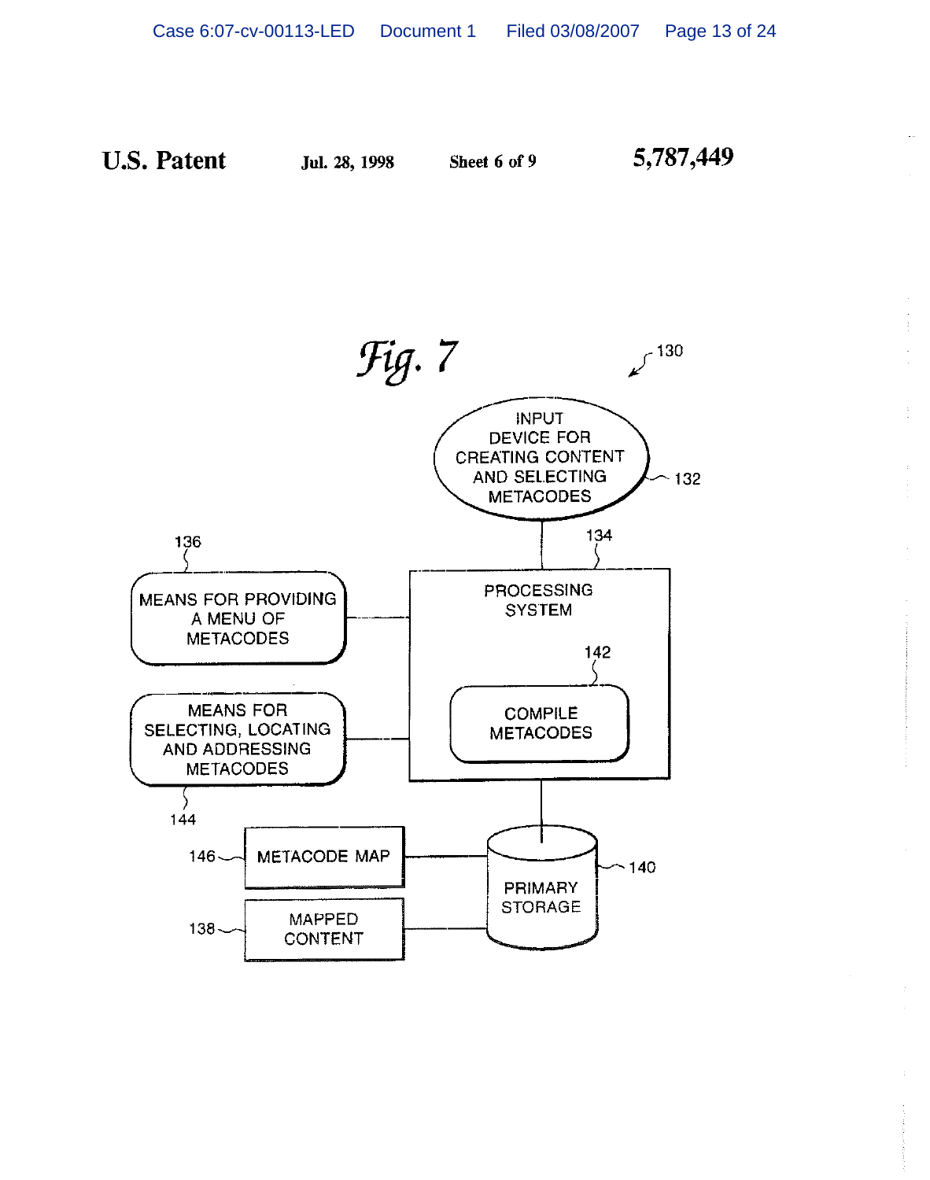U.S. Patent    Jul. 28, 1998    Sheet 6 of 9    5,787,449

Fig. 7

130

INPUT DEVICE FOR CREATING CONTENT AND SELECTING METACODES — 132

PROCESSING SYSTEM — 134

COMPILE METACODES — 142

MEANS FOR PROVIDING A MENU OF METACODES — 136

MEANS FOR SELECTING, LOCATING AND ADDRESSING METACODES — 144

METACODE MAP — 146

MAPPED CONTENT — 138

PRIMARY STORAGE — 140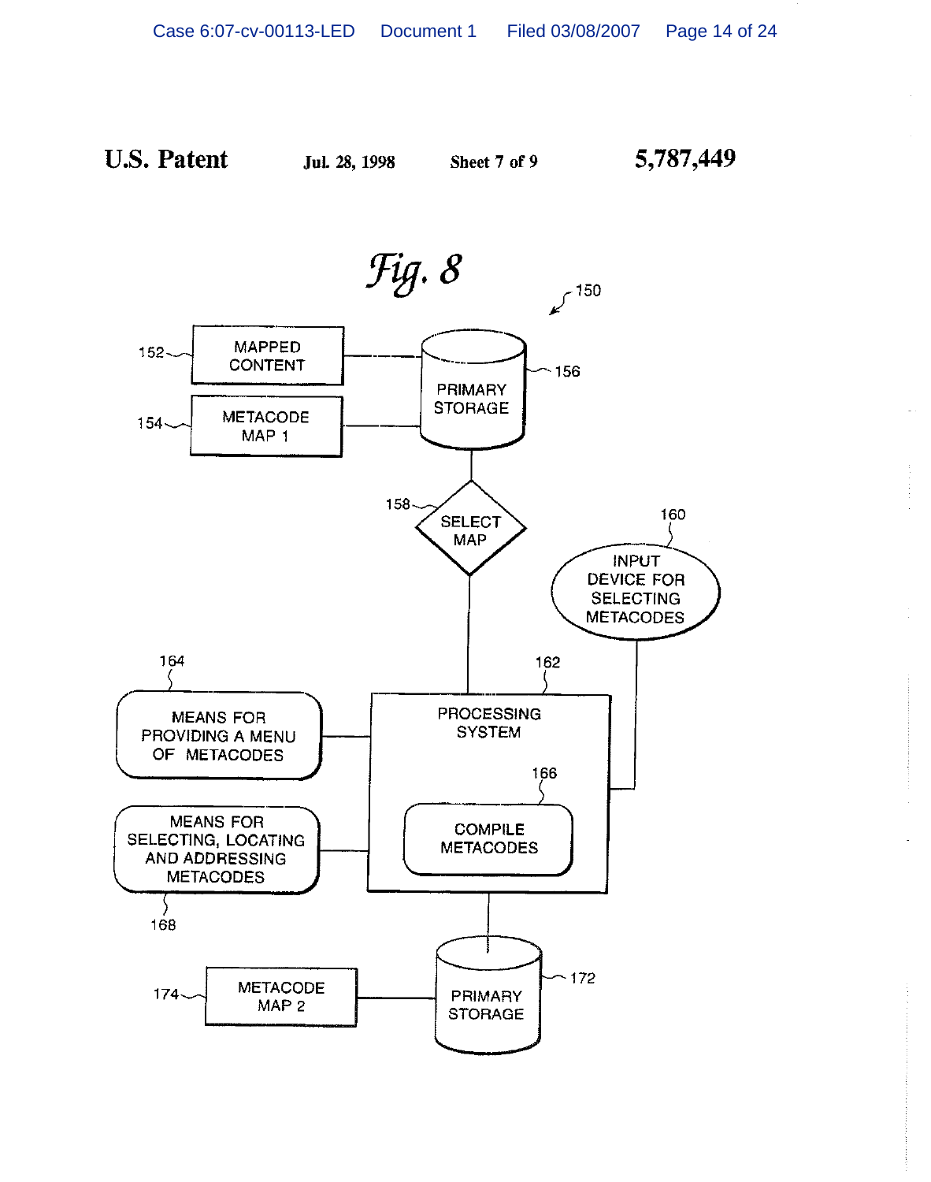U.S. Patent    Jul. 28, 1998    Sheet 7 of 9    5,787,449

*Fig. 8*

150

152 MAPPED CONTENT

154 METACODE MAP 1

156 PRIMARY STORAGE

158 SELECT MAP

160 INPUT DEVICE FOR SELECTING METACODES

164 MEANS FOR PROVIDING A MENU OF METACODES

162 PROCESSING SYSTEM

166 COMPILE METACODES

168 MEANS FOR SELECTING, LOCATING AND ADDRESSING METACODES

174 METACODE MAP 2

172 PRIMARY STORAGE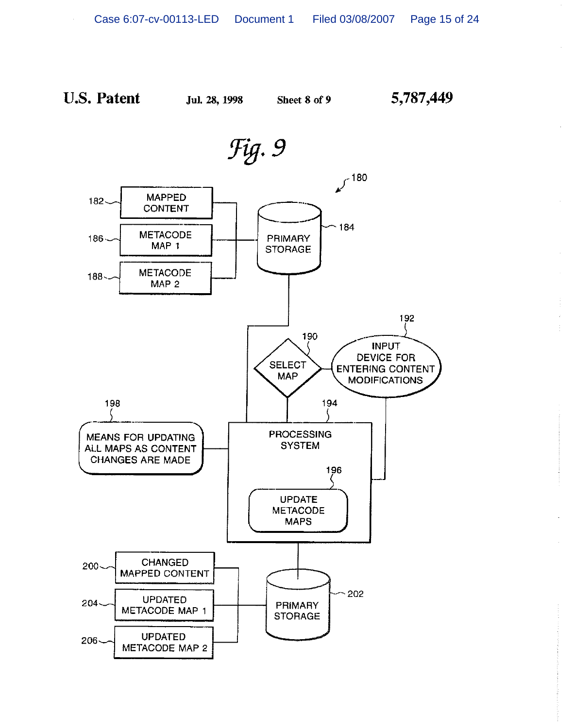**U.S. Patent** Jul. 28, 1998 Sheet 8 of 9 **5,787,449**

*Fig. 9*

180

182 MAPPED CONTENT

186 METACODE MAP 1

188 METACODE MAP 2

184 PRIMARY STORAGE

190 SELECT MAP

192 INPUT DEVICE FOR ENTERING CONTENT MODIFICATIONS

198 MEANS FOR UPDATING ALL MAPS AS CONTENT CHANGES ARE MADE

194 PROCESSING SYSTEM

196 UPDATE METACODE MAPS

200 CHANGED MAPPED CONTENT

204 UPDATED METACODE MAP 1

206 UPDATED METACODE MAP 2

202 PRIMARY STORAGE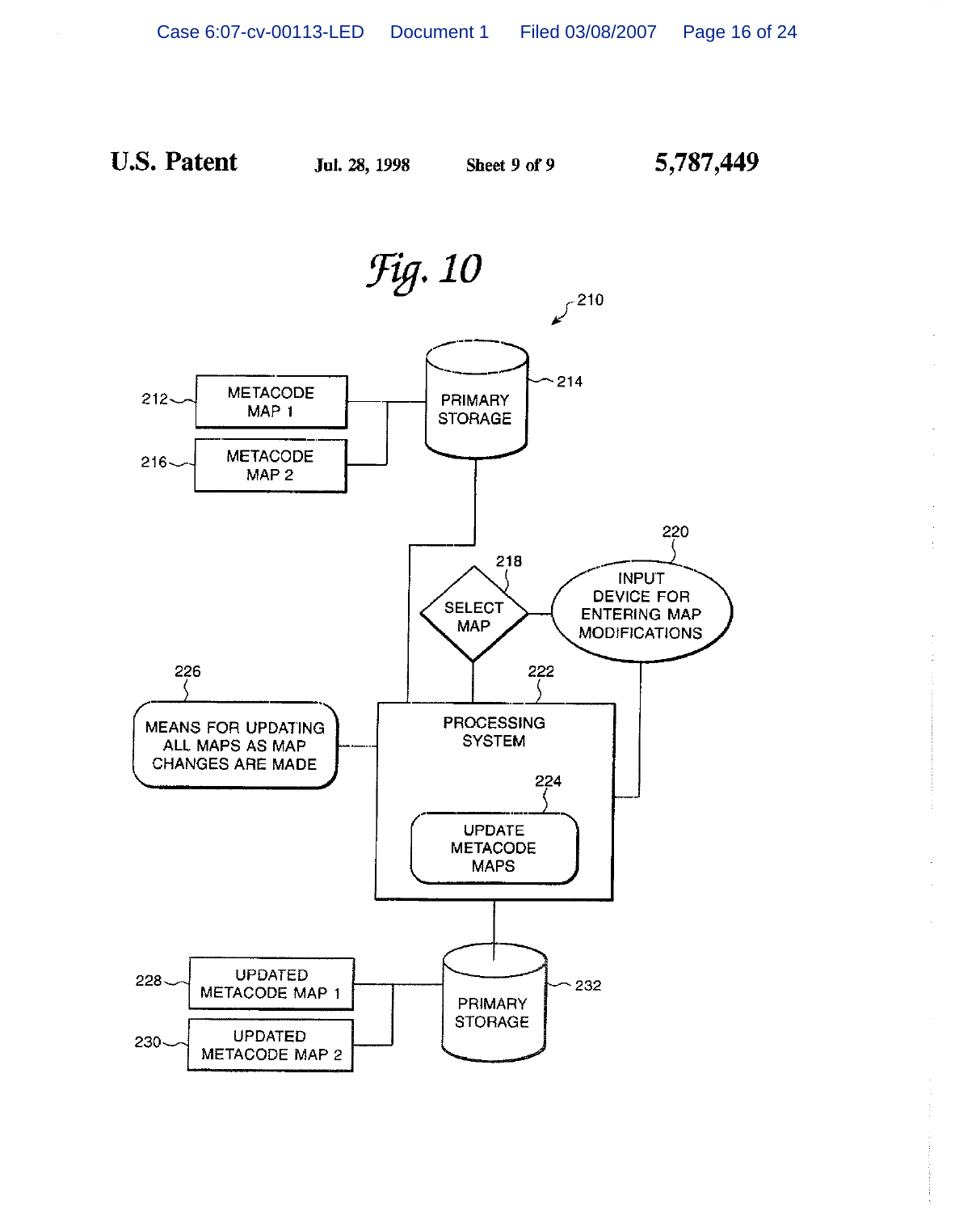**U.S. Patent** Jul. 28, 1998 Sheet 9 of 9 **5,787,449**

*Fig. 10*

210

212 METACODE MAP 1

216 METACODE MAP 2

214 PRIMARY STORAGE

218 SELECT MAP

220 INPUT DEVICE FOR ENTERING MAP MODIFICATIONS

226 MEANS FOR UPDATING ALL MAPS AS MAP CHANGES ARE MADE

222 PROCESSING SYSTEM

224 UPDATE METACODE MAPS

228 UPDATED METACODE MAP 1

230 UPDATED METACODE MAP 2

232 PRIMARY STORAGE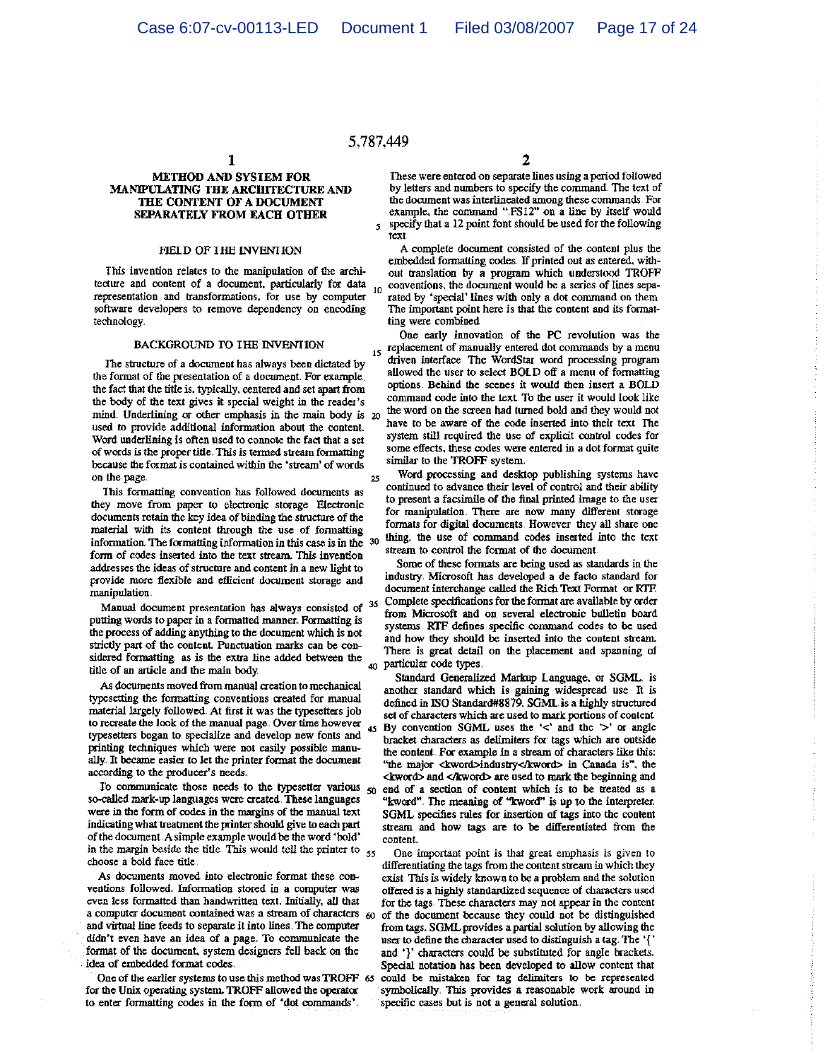5,787,449

# METHOD AND SYSTEM FOR MANIPULATING THE ARCHITECTURE AND THE CONTENT OF A DOCUMENT SEPARATELY FROM EACH OTHER

## FIELD OF THE INVENTION

This invention relates to the manipulation of the architecture and content of a document, particularly for data representation and transformations, for use by computer software developers to remove dependency on encoding technology.

## BACKGROUND TO THE INVENTION

The structure of a document has always been dictated by the format of the presentation of a document. For example, the fact that the title is, typically, centered and set apart from the body of the text gives it special weight in the reader's mind. Underlining or other emphasis in the main body is used to provide additional information about the content. Word underlining is often used to connote the fact that a set of words is the proper title. This is termed stream formatting because the format is contained within the 'stream' of words on the page.

This formatting convention has followed documents as they move from paper to electronic storage. Electronic documents retain the key idea of binding the structure of the material with its content through the use of formatting information. The formatting information in this case is in the form of codes inserted into the text stream. This invention addresses the ideas of structure and content in a new light to provide more flexible and efficient document storage and manipulation.

Manual document presentation has always consisted of putting words to paper in a formatted manner. Formatting is the process of adding anything to the document which is not strictly part of the content. Punctuation marks can be considered formatting, as is the extra line added between the title of an article and the main body.

As documents moved from manual creation to mechanical typesetting the formatting conventions created for manual material largely followed. At first it was the typesetters job to recreate the look of the manual page. Over time however typesetters began to specialize and develop new fonts and printing techniques which were not easily possible manually. It became easier to let the printer format the document according to the producer's needs.

To communicate those needs to the typesetter various so-called mark-up languages were created. These languages were in the form of codes in the margins of the manual text indicating what treatment the printer should give to each part of the document. A simple example would be the word 'bold' in the margin beside the title. This would tell the printer to choose a bold face title.

As documents moved into electronic format these conventions followed. Information stored in a computer was even less formatted than handwritten text. Initially, all that a computer document contained was a stream of characters and virtual line feeds to separate it into lines. The computer didn't even have an idea of a page. To communicate the format of the document, system designers fell back on the idea of embedded format codes.

One of the earlier systems to use this method was TROFF for the Unix operating system. TROFF allowed the operator to enter formatting codes in the form of 'dot commands'. These were entered on separate lines using a period followed by letters and numbers to specify the command. The text of the document was interlineated among these commands. For example, the command ".FS12" on a line by itself would specify that a 12 point font should be used for the following text.

A complete document consisted of the content plus the embedded formatting codes. If printed out as entered, without translation by a program which understood TROFF conventions, the document would be a series of lines separated by 'special' lines with only a dot command on them. The important point here is that the content and its formatting were combined.

One early innovation of the PC revolution was the replacement of manually entered dot commands by a menu driven interface. The WordStar word processing program allowed the user to select BOLD off a menu of formatting options. Behind the scenes it would then insert a BOLD command code into the text. To the user it would look like the word on the screen had turned bold and they would not have to be aware of the code inserted into their text. The system still required the use of explicit control codes for some effects, these codes were entered in a dot format quite similar to the TROFF system.

Word processing and desktop publishing systems have continued to advance their level of control and their ability to present a facsimile of the final printed image to the user for manipulation. There are now many different storage formats for digital documents. However they all share one thing, the use of command codes inserted into the text stream to control the format of the document.

Some of these formats are being used as standards in the industry. Microsoft has developed a de facto standard for document interchange called the Rich Text Format or RTF. Complete specifications for the format are available by order from Microsoft and on several electronic bulletin board systems. RTF defines specific command codes to be used and how they should be inserted into the content stream. There is great detail on the placement and spanning of particular code types.

Standard Generalized Markup Language, or SGML, is another standard which is gaining widespread use. It is defined in ISO Standard#8879. SGML is a highly structured set of characters which are used to mark portions of content. By convention SGML uses the '<' and the '>' or angle bracket characters as delimiters for tags which are outside the content. For example in a stream of characters like this: "the major <kword>industry</kword> in Canada is", the <kword> and </kword> are used to mark the beginning and end of a section of content which is to be treated as a "kword". The meaning of "kword" is up to the interpreter. SGML specifies rules for insertion of tags into the content stream and how tags are to be differentiated from the content.

One important point is that great emphasis is given to differentiating the tags from the content stream in which they exist. This is widely known to be a problem and the solution offered is a highly standardized sequence of characters used for the tags. These characters may not appear in the content of the document because they could not be distinguished from tags. SGML provides a partial solution by allowing the user to define the character used to distinguish a tag. The '{' and '}' characters could be substituted for angle brackets. Special notation has been developed to allow content that could be mistaken for tag delimiters to be represented symbolically. This provides a reasonable work around in specific cases but is not a general solution.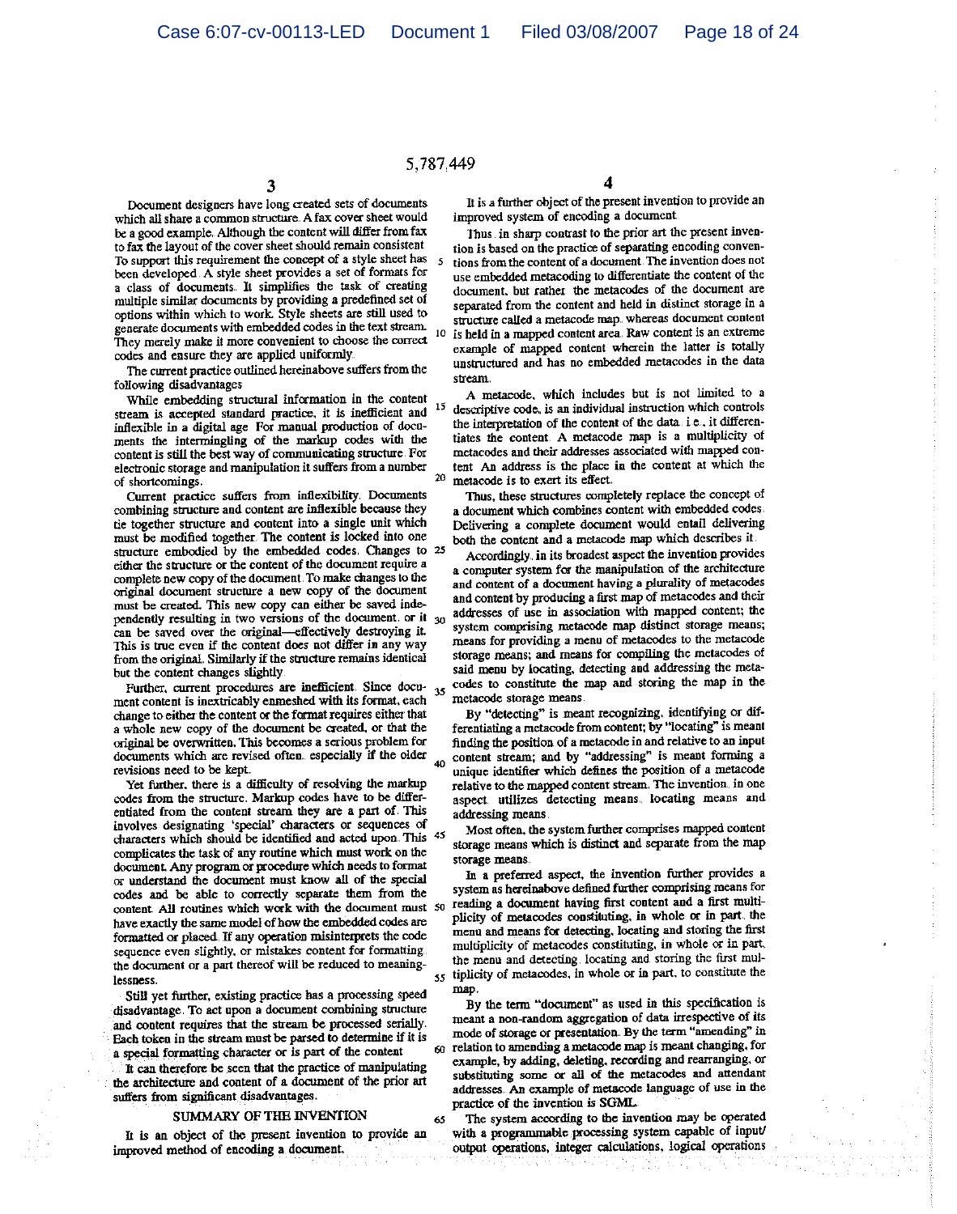Document designers have long created sets of documents which all share a common structure. A fax cover sheet would be a good example. Although the content will differ from fax to fax the layout of the cover sheet should remain consistent. To support this requirement the concept of a style sheet has been developed. A style sheet provides a set of formats for a class of documents. It simplifies the task of creating multiple similar documents by providing a predefined set of options within which to work. Style sheets are still used to generate documents with embedded codes in the text stream. They merely make it more convenient to choose the correct codes and ensure they are applied uniformly.

The current practice outlined hereinabove suffers from the following disadvantages.

While embedding structural information in the content stream is accepted standard practice, it is inefficient and inflexible in a digital age. For manual production of documents the intermingling of the markup codes with the content is still the best way of communicating structure. For electronic storage and manipulation it suffers from a number of shortcomings.

Current practice suffers from inflexibility. Documents combining structure and content are inflexible because they tie together structure and content into a single unit which must be modified together. The content is locked into one structure embodied by the embedded codes. Changes to either the structure or the content of the document require a complete new copy of the document. To make changes to the original document structure a new copy of the document must be created. This new copy can either be saved independently resulting in two versions of the document, or it can be saved over the original—effectively destroying it. This is true even if the content does not differ in any way from the original. Similarly if the structure remains identical but the content changes slightly.

Further, current procedures are inefficient. Since document content is inextricably enmeshed with its format, each change to either the content or the format requires either that a whole new copy of the document be created, or that the original be overwritten. This becomes a serious problem for documents which are revised often, especially if the older revisions need to be kept.

Yet further, there is a difficulty of resolving the markup codes from the structure. Markup codes have to be differentiated from the content stream they are a part of. This involves designating 'special' characters or sequences of characters which should be identified and acted upon. This complicates the task of any routine which must work on the document. Any program or procedure which needs to format or understand the document must know all of the special codes and be able to correctly separate them from the content. All routines which work with the document must have exactly the same model of how the embedded codes are formatted or placed. If any operation misinterprets the code sequence even slightly, or mistakes content for formatting, the document or a part thereof will be reduced to meaninglessness.

Still yet further, existing practice has a processing speed disadvantage. To act upon a document combining structure and content requires that the stream be processed serially. Each token in the stream must be parsed to determine if it is a special formatting character or is part of the content.

It can therefore be seen that the practice of manipulating the architecture and content of a document of the prior art suffers from significant disadvantages.

## SUMMARY OF THE INVENTION

It is an object of the present invention to provide an improved method of encoding a document.

It is a further object of the present invention to provide an improved system of encoding a document.

Thus, in sharp contrast to the prior art the present invention is based on the practice of separating encoding conventions from the content of a document. The invention does not use embedded metacoding to differentiate the content of the document, but rather the metacodes of the document are separated from the content and held in distinct storage in a structure called a metacode map, whereas document content is held in a mapped content area. Raw content is an extreme example of mapped content wherein the latter is totally unstructured and has no embedded metacodes in the data stream.

A metacode, which includes but is not limited to a descriptive code, is an individual instruction which controls the interpretation of the content of the data, i.e., it differentiates the content. A metacode map is a multiplicity of metacodes and their addresses associated with mapped content. An address is the place in the content at which the metacode is to exert its effect.

Thus, these structures completely replace the concept of a document which combines content with embedded codes. Delivering a complete document would entail delivering both the content and a metacode map which describes it.

Accordingly, in its broadest aspect the invention provides a computer system for the manipulation of the architecture and content of a document having a plurality of metacodes and content by producing a first map of metacodes and their addresses of use in association with mapped content; the system comprising metacode map distinct storage means; means for providing a menu of metacodes to the metacode storage means; and means for compiling the metacodes of said menu by locating, detecting and addressing the metacodes to constitute the map and storing the map in the metacode storage means.

By "detecting" is meant recognizing, identifying or differentiating a metacode from content; by "locating" is meant finding the position of a metacode in and relative to an input content stream; and by "addressing" is meant forming a unique identifier which defines the position of a metacode relative to the mapped content stream. The invention, in one aspect, utilizes detecting means, locating means and addressing means.

Most often, the system further comprises mapped content storage means which is distinct and separate from the map storage means.

In a preferred aspect, the invention further provides a system as hereinabove defined further comprising means for reading a document having first content and a first multiplicity of metacodes constituting, in whole or in part, the menu and means for detecting, locating and storing the first multiplicity of metacodes constituting, in whole or in part, the menu and detecting, locating and storing the first multiplicity of metacodes, in whole or in part, to constitute the map.

By the term "document" as used in this specification is meant a non-random aggregation of data irrespective of its mode of storage or presentation. By the term "amending" in relation to amending a metacode map is meant changing, for example, by adding, deleting, recording and rearranging, or substituting some or all of the metacodes and attendant addresses. An example of metacode language of use in the practice of the invention is SGML.

The system according to the invention may be operated with a programmable processing system capable of input/output operations, integer calculations, logical operations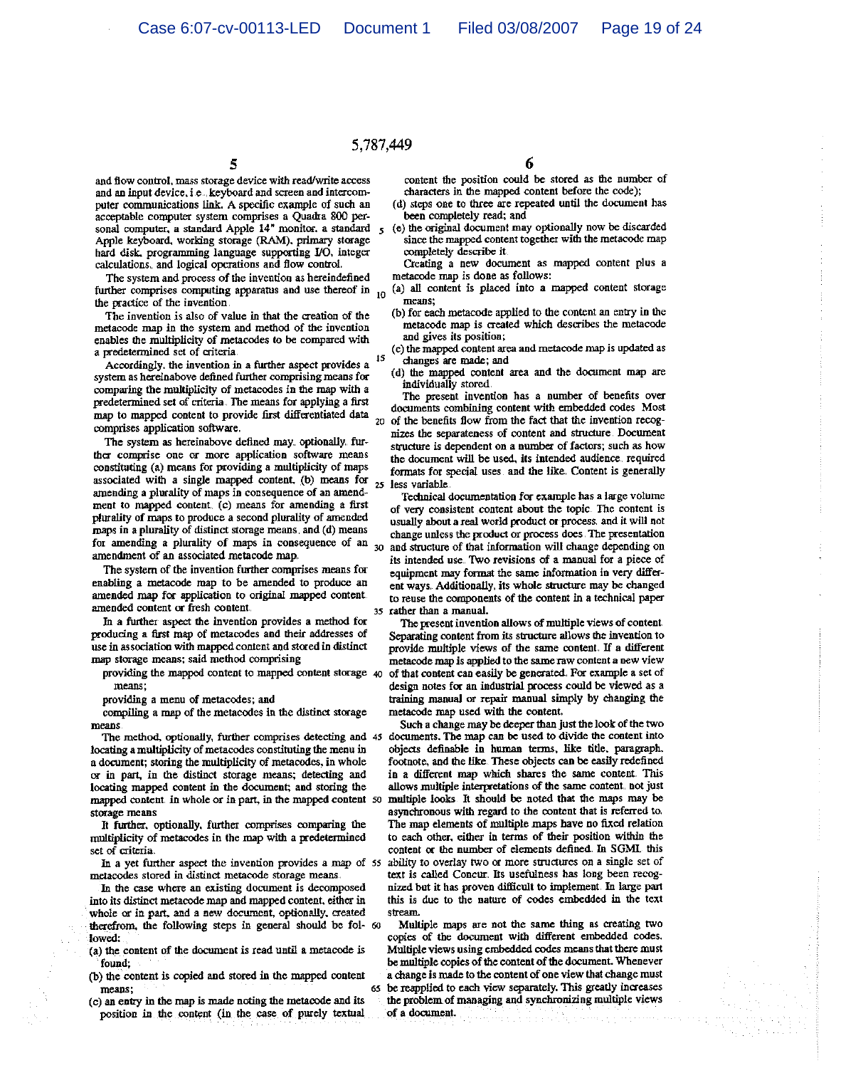and flow control, mass storage device with read/write access and an input device, i.e., keyboard and screen and intercomputer communications link. A specific example of such an acceptable computer system comprises a Quadra 800 personal computer, a standard Apple 14" monitor, a standard Apple keyboard, working storage (RAM), primary storage hard disk, programming language supporting I/O, integer calculations, and logical operations and flow control.

The system and process of the invention as hereindefined further comprises computing apparatus and use thereof in the practice of the invention.

The invention is also of value in that the creation of the metacode map in the system and method of the invention enables the multiplicity of metacodes to be compared with a predetermined set of criteria.

Accordingly, the invention in a further aspect provides a system as hereinabove defined further comprising means for comparing the multiplicity of metacodes in the map with a predetermined set of criteria. The means for applying a first map to mapped content to provide first differentiated data comprises application software.

The system as hereinabove defined may, optionally, further comprise one or more application software means constituting (a) means for providing a multiplicity of maps associated with a single mapped content, (b) means for amending a plurality of maps in consequence of an amendment to mapped content, (c) means for amending a first plurality of maps to produce a second plurality of amended maps in a plurality of distinct storage means, and (d) means for amending a plurality of maps in consequence of an amendment of an associated metacode map.

The system of the invention further comprises means for enabling a metacode map to be amended to produce an amended map for application to original mapped content, amended content or fresh content.

In a further aspect the invention provides a method for producing a first map of metacodes and their addresses of use in association with mapped content and stored in distinct map storage means; said method comprising

- providing the mapped content to mapped content storage means;
- providing a menu of metacodes; and
- compiling a map of the metacodes in the distinct storage means.

The method, optionally, further comprises detecting and locating a multiplicity of metacodes constituting the menu in a document; storing the multiplicity of metacodes, in whole or in part, in the distinct storage means; detecting and locating mapped content in the document; and storing the mapped content in whole or in part, in the mapped content storage means.

It further, optionally, further comprises comparing the multiplicity of metacodes in the map with a predetermined set of criteria.

In a yet further aspect the invention provides a map of metacodes stored in distinct metacode storage means.

In the case where an existing document is decomposed into its distinct metacode map and mapped content, either in whole or in part, and a new document, optionally, created therefrom, the following steps in general should be followed:

(a) the content of the document is read until a metacode is found;
(b) the content is copied and stored in the mapped content means;
(c) an entry in the map is made noting the metacode and its position in the content (in the case of purely textual content the position could be stored as the number of characters in the mapped content before the code);
(d) steps one to three are repeated until the document has been completely read; and
(e) the original document may optionally now be discarded since the mapped content together with the metacode map completely describe it.

Creating a new document as mapped content plus a metacode map is done as follows:

(a) all content is placed into a mapped content storage means;
(b) for each metacode applied to the content an entry in the metacode map is created which describes the metacode and gives its position;
(c) the mapped content area and metacode map is updated as changes are made; and
(d) the mapped content area and the document map are individually stored.

The present invention has a number of benefits over documents combining content with embedded codes. Most of the benefits flow from the fact that the invention recognizes the separateness of content and structure. Document structure is dependent on a number of factors; such as how the document will be used, its intended audience, required formats for special uses, and the like. Content is generally less variable.

Technical documentation for example has a large volume of very consistent content about the topic. The content is usually about a real world product or process, and it will not change unless the product or process does. The presentation and structure of that information will change depending on its intended use. Two revisions of a manual for a piece of equipment may format the same information in very different ways. Additionally, its whole structure may be changed to reuse the components of the content in a technical paper rather than a manual.

The present invention allows of multiple views of content. Separating content from its structure allows the invention to provide multiple views of the same content. If a different metacode map is applied to the same raw content a new view of that content can easily be generated. For example a set of design notes for an industrial process could be viewed as a training manual or repair manual simply by changing the metacode map used with the content.

Such a change may be deeper than just the look of the two documents. The map can be used to divide the content into objects definable in human terms, like title, paragraph, footnote, and the like. These objects can be easily redefined in a different map which shares the same content. This allows multiple interpretations of the same content, not just multiple looks. It should be noted that the maps may be asynchronous with regard to the content that is referred to. The map elements of multiple maps have no fixed relation to each other, either in terms of their position within the content or the number of elements defined. In SGML this ability to overlay two or more structures on a single set of text is called Concur. Its usefulness has long been recognized but it has proven difficult to implement. In large part this is due to the nature of codes embedded in the text stream.

Multiple maps are not the same thing as creating two copies of the document with different embedded codes. Multiple views using embedded codes means that there must be multiple copies of the content of the document. Whenever a change is made to the content of one view that change must be reapplied to each view separately. This greatly increases the problem of managing and synchronizing multiple views of a document.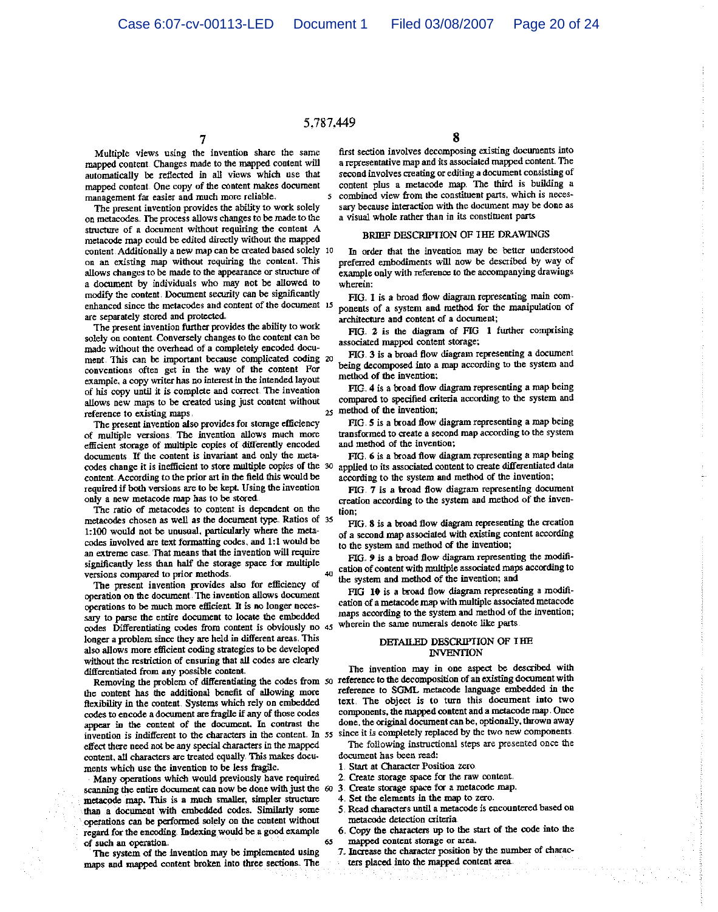Multiple views using the invention share the same mapped content. Changes made to the mapped content will automatically be reflected in all views which use that mapped content. One copy of the content makes document management far easier and much more reliable.

The present invention provides the ability to work solely on metacodes. The process allows changes to be made to the structure of a document without requiring the content. A metacode map could be edited directly without the mapped content. Additionally a new map can be created based solely on an existing map without requiring the content. This allows changes to be made to the appearance or structure of a document by individuals who may not be allowed to modify the content. Document security can be significantly enhanced since the metacodes and content of the document are separately stored and protected.

The present invention further provides the ability to work solely on content. Conversely changes to the content can be made without the overhead of a completely encoded document. This can be important because complicated coding conventions often get in the way of the content. For example, a copy writer has no interest in the intended layout of his copy until it is complete and correct. The invention allows new maps to be created using just content without reference to existing maps.

The present invention also provides for storage efficiency of multiple versions. The invention allows much more efficient storage of multiple copies of differently encoded documents. If the content is invariant and only the metacodes change it is inefficient to store multiple copies of the content. According to the prior art in the field this would be required if both versions are to be kept. Using the invention only a new metacode map has to be stored.

The ratio of metacodes to content is dependent on the metacodes chosen as well as the document type. Ratios of 1:100 would not be unusual, particularly where the metacodes involved are text formatting codes, and 1:1 would be an extreme case. That means that the invention will require significantly less than half the storage space for multiple versions compared to prior methods.

The present invention provides also for efficiency of operation on the document. The invention allows document operations to be much more efficient. It is no longer necessary to parse the entire document to locate the embedded codes. Differentiating codes from content is obviously no longer a problem since they are held in different areas. This also allows more efficient coding strategies to be developed without the restriction of ensuring that all codes are clearly differentiated from any possible content.

Removing the problem of differentiating the codes from the content has the additional benefit of allowing more flexibility in the content. Systems which rely on embedded codes to encode a document are fragile if any of those codes appear in the content of the document. In contrast the invention is indifferent to the characters in the content. In effect there need not be any special characters in the mapped content, all characters are treated equally. This makes documents which use the invention to be less fragile.

Many operations which would previously have required scanning the entire document can now be done with just the metacode map. This is a much smaller, simpler structure than a document with embedded codes. Similarly some operations can be performed solely on the content without regard for the encoding. Indexing would be a good example of such an operation.

The system of the invention may be implemented using maps and mapped content broken into three sections. The first section involves decomposing existing documents into a representative map and its associated mapped content. The second involves creating or editing a document consisting of content plus a metacode map. The third is building a combined view from the constituent parts, which is necessary because interaction with the document may be done as a visual whole rather than in its constituent parts.

## BRIEF DESCRIPTION OF THE DRAWINGS

In order that the invention may be better understood preferred embodiments will now be described by way of example only with reference to the accompanying drawings wherein:

FIG. 1 is a broad flow diagram representing main components of a system and method for the manipulation of architecture and content of a document;

FIG. 2 is the diagram of FIG. 1 further comprising associated mapped content storage;

FIG. 3 is a broad flow diagram representing a document being decomposed into a map according to the system and method of the invention;

FIG. 4 is a broad flow diagram representing a map being compared to specified criteria according to the system and method of the invention;

FIG. 5 is a broad flow diagram representing a map being transformed to create a second map according to the system and method of the invention;

FIG. 6 is a broad flow diagram representing a map being applied to its associated content to create differentiated data according to the system and method of the invention;

FIG. 7 is a broad flow diagram representing document creation according to the system and method of the invention;

FIG. 8 is a broad flow diagram representing the creation of a second map associated with existing content according to the system and method of the invention;

FIG. 9 is a broad flow diagram representing the modification of content with multiple associated maps according to the system and method of the invention; and

FIG. 10 is a broad flow diagram representing a modification of a metacode map with multiple associated metacode maps according to the system and method of the invention; wherein the same numerals denote like parts.

## DETAILED DESCRIPTION OF THE INVENTION

The invention may in one aspect be described with reference to the decomposition of an existing document with reference to SGML metacode language embedded in the text. The object is to turn this document into two components, the mapped content and a metacode map. Once done, the original document can be, optionally, thrown away since it is completely replaced by the two new components.

The following instructional steps are presented once the document has been read:

1. Start at Character Position zero.
2. Create storage space for the raw content.
3. Create storage space for a metacode map.
4. Set the elements in the map to zero.
5. Read characters until a metacode is encountered based on metacode detection criteria.
6. Copy the characters up to the start of the code into the mapped content storage or area.
7. Increase the character position by the number of characters placed into the mapped content area.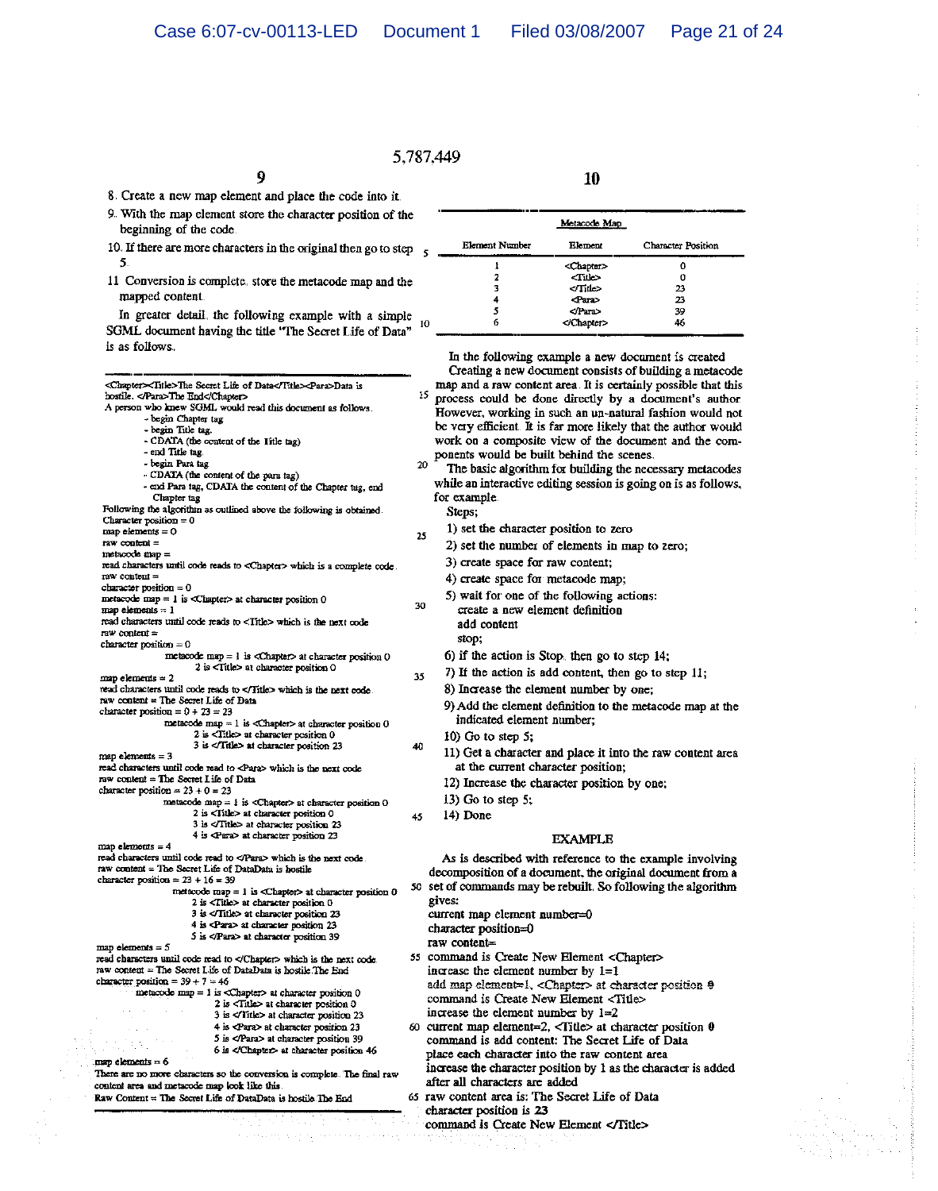8. Create a new map element and place the code into it.

9. With the map element store the character position of the beginning of the code.

10. If there are more characters in the original then go to step 5.

11. Conversion is complete, store the metacode map and the mapped content.

In greater detail, the following example with a simple SGML document having the title "The Secret Life of Data" is as follows.

```
<Chapter><Title>The Secret Life of Data</Title><Para>Data is
hostile. </Para>The End</Chapter>
A person who knew SGML would read this document as follows.
        - begin Chapter tag
        - begin Title tag.
        - CDATA (the content of the Title tag)
        - end Title tag.
        - begin Para tag
        - CDATA (the content of the para tag)
        - end Para tag, CDATA the content of the Chapter tag, end
          Chapter tag
Following the algorithm as outlined above the following is obtained.
Character position = 0
map elements = 0
raw content =
metacode map =
read characters until code reads to <Chapter> which is a complete code.
raw content =
character position = 0
metacode map = 1 is <Chapter> at character position 0
map elements = 1
read characters until code reads to <Title> which is the next code
raw content =
character position = 0
        metacode map = 1 is <Chapter> at character position 0
                       2 is <Title> at character position 0
map elements = 2
read characters until code reads to </Title> which is the next code.
raw content = The Secret Life of Data
character position = 0 + 23 = 23
        metacode map = 1 is <Chapter> at character position 0
                       2 is <Title> at character position 0
                       3 is </Title> at character position 23
map elements = 3
read characters until code read to <Para> which is the next code
raw content = The Secret Life of Data
character position = 23 + 0 = 23
        metacode map = 1 is <Chapter> at character position 0
                       2 is <Title> at character position 0
                       3 is </Title> at character position 23
                       4 is <Para> at character position 23
map elements = 4
read characters until code read to </Para> which is the next code.
raw content = The Secret Life of DataData is hostile
character position = 23 + 16 = 39
        metacode map = 1 is <Chapter> at character position 0
                       2 is <Title> at character position 0
                       3 is </Title> at character position 23
                       4 is <Para> at character position 23
                       5 is </Para> at character position 39
map elements = 5
read characters until code read to </Chapter> which is the next code.
raw content = The Secret Life of DataData is hostile.The End
character position = 39 + 7 = 46
        metacode map = 1 is <Chapter> at character position 0
                       2 is <Title> at character position 0
                       3 is </Title> at character position 23
                       4 is <Para> at character position 23
                       5 is </Para> at character position 39
                       6 is </Chapter> at character position 46
map elements = 6
There are no more characters so the conversion is complete. The final raw
content area and metacode map look like this.
Raw Content = The Secret Life of DataData is hostile The End
```

| Metacode Map | | |
|---|---|---|
| Element Number | Element | Character Position |
| 1 | <Chapter> | 0 |
| 2 | <Title> | 0 |
| 3 | </Title> | 23 |
| 4 | <Para> | 23 |
| 5 | </Para> | 39 |
| 6 | </Chapter> | 46 |

In the following example a new document is created.

Creating a new document consists of building a metacode map and a raw content area. It is certainly possible that this process could be done directly by a document's author. However, working in such an un-natural fashion would not be very efficient. It is far more likely that the author would work on a composite view of the document and the components would be built behind the scenes.

The basic algorithm for building the necessary metacodes while an interactive editing session is going on is as follows, for example.

Steps;

1) set the character position to zero

2) set the number of elements in map to zero;

3) create space for raw content;

4) create space for metacode map;

5) wait for one of the following actions:
   create a new element definition
   add content
   stop;

6) if the action is Stop, then go to step 14;

7) If the action is add content, then go to step 11;

8) Increase the element number by one;

9) Add the element definition to the metacode map at the indicated element number;

10) Go to step 5;

11) Get a character and place it into the raw content area at the current character position;

12) Increase the character position by one;

13) Go to step 5;

14) Done

## EXAMPLE

As is described with reference to the example involving decomposition of a document, the original document from a set of commands may be rebuilt. So following the algorithm gives:

current map element number=0
character position=0
raw content=
command is Create New Element <Chapter>
increase the element number by 1=1
add map element=1, <Chapter> at character position 0
command is Create New Element <Title>
increase the element number by 1=2
current map element=2, <Title> at character position 0
command is add content: The Secret Life of Data
place each character into the raw content area
increase the character position by 1 as the character is added after all characters are added
raw content area is: The Secret Life of Data
character position is 23
command is Create New Element </Title>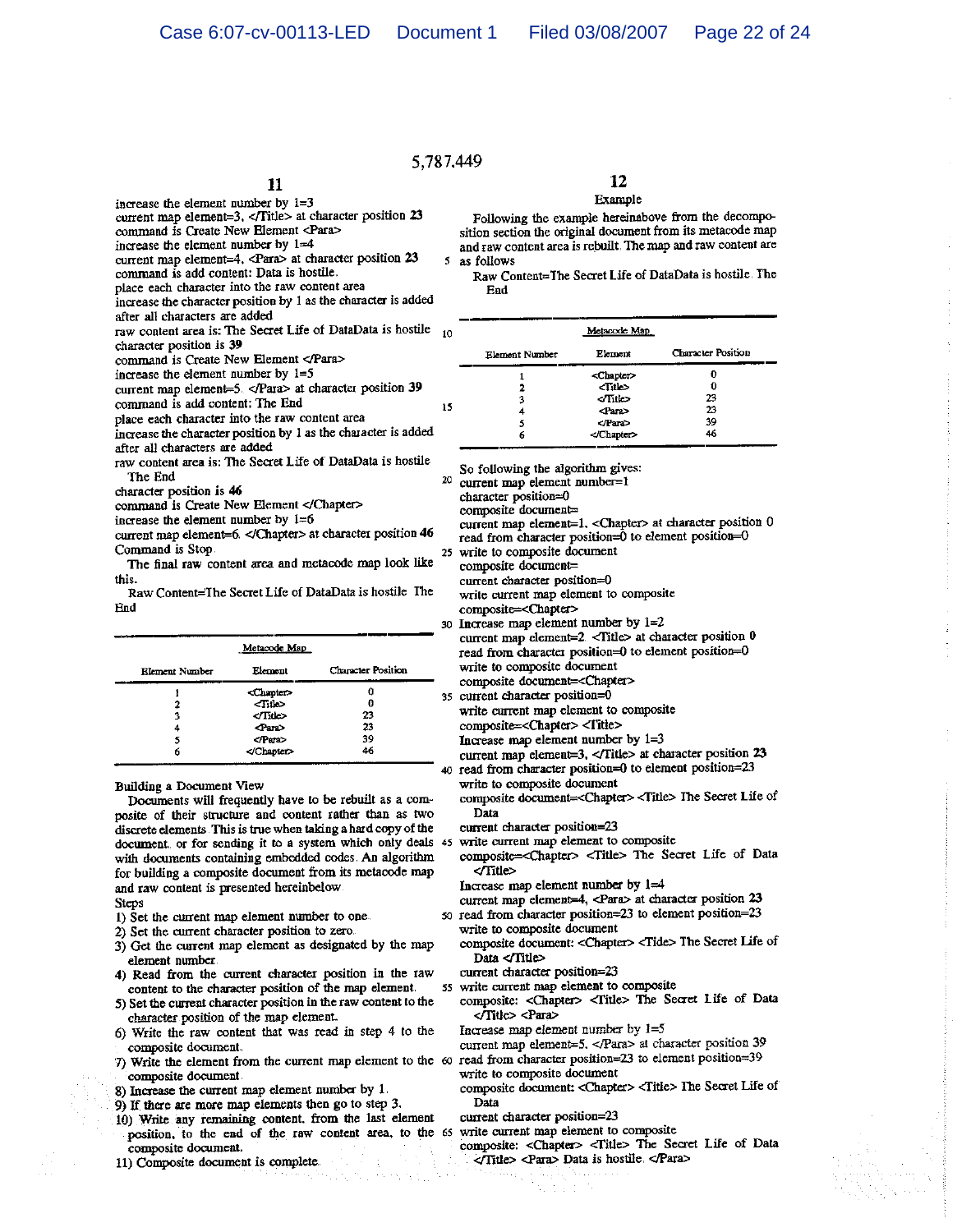5,787,449

increase the element number by 1=3
current map element=3, </Title> at character position 23
command is Create New Element <Para>
increase the element number by 1=4
current map element=4, <Para> at character position 23
command is add content: Data is hostile.
place each character into the raw content area
increase the character position by 1 as the character is added after all characters are added
raw content area is: The Secret Life of DataData is hostile
character position is 39
command is Create New Element </Para>
increase the element number by 1=5
current map element=5. </Para> at character position 39
command is add content: The End
place each character into the raw content area
increase the character position by 1 as the character is added after all characters are added
raw content area is: The Secret Life of DataData is hostile The End
character position is 46
command is Create New Element </Chapter>
increase the element number by 1=6
current map element=6. </Chapter> at character position 46
Command is Stop.

The final raw content area and metacode map look like this.

Raw Content=The Secret Life of DataData is hostile The End

| Metacode Map | | |
|---|---|---|
| Element Number | Element | Character Position |
| 1 | <Chapter> | 0 |
| 2 | <Title> | 0 |
| 3 | </Title> | 23 |
| 4 | <Para> | 23 |
| 5 | </Para> | 39 |
| 6 | </Chapter> | 46 |

Building a Document View

Documents will frequently have to be rebuilt as a composite of their structure and content rather than as two discrete elements. This is true when taking a hard copy of the document, or for sending it to a system which only deals with documents containing embedded codes. An algorithm for building a composite document from its metacode map and raw content is presented hereinbelow.

Steps

1) Set the current map element number to one.
2) Set the current character position to zero.
3) Get the current map element as designated by the map element number.
4) Read from the current character position in the raw content to the character position of the map element.
5) Set the current character position in the raw content to the character position of the map element.
6) Write the raw content that was read in step 4 to the composite document.
7) Write the element from the current map element to the composite document.
8) Increase the current map element number by 1.
9) If there are more map elements then go to step 3.
10) Write any remaining content, from the last element position, to the end of the raw content area, to the composite document.
11) Composite document is complete.

Example

Following the example hereinabove from the decomposition section the original document from its metacode map and raw content area is rebuilt. The map and raw content are as follows

Raw Content=The Secret Life of DataData is hostile. The End

| Metacode Map | | |
|---|---|---|
| Element Number | Element | Character Position |
| 1 | <Chapter> | 0 |
| 2 | <Title> | 0 |
| 3 | </Title> | 23 |
| 4 | <Para> | 23 |
| 5 | </Para> | 39 |
| 6 | </Chapter> | 46 |

So following the algorithm gives:
current map element number=1
character position=0
composite document=
current map element=1, <Chapter> at character position 0
read from character position=0 to element position=0
write to composite document
composite document=
current character position=0
write current map element to composite
composite=<Chapter>
Increase map element number by 1=2
current map element=2. <Title> at character position 0
read from character position=0 to element position=0
write to composite document
composite document=<Chapter>
current character position=0
write current map element to composite
composite=<Chapter> <Title>
Increase map element number by 1=3
current map element=3, </Title> at character position 23
read from character position=0 to element position=23
write to composite document
composite document=<Chapter> <Title> The Secret Life of Data
current character position=23
write current map element to composite
composite=<Chapter> <Title> The Secret Life of Data </Title>
Increase map element number by 1=4
current map element=4, <Para> at character position 23
read from character position=23 to element position=23
write to composite document
composite document: <Chapter> <Title> The Secret Life of Data </Title>
current character position=23
write current map element to composite
composite: <Chapter> <Title> The Secret Life of Data </Title> <Para>
Increase map element number by 1=5
current map element=5. </Para> at character position 39
read from character position=23 to element position=39
write to composite document
composite document: <Chapter> <Title> The Secret Life of Data
current character position=23
write current map element to composite
composite: <Chapter> <Title> The Secret Life of Data </Title> <Para> Data is hostile. </Para>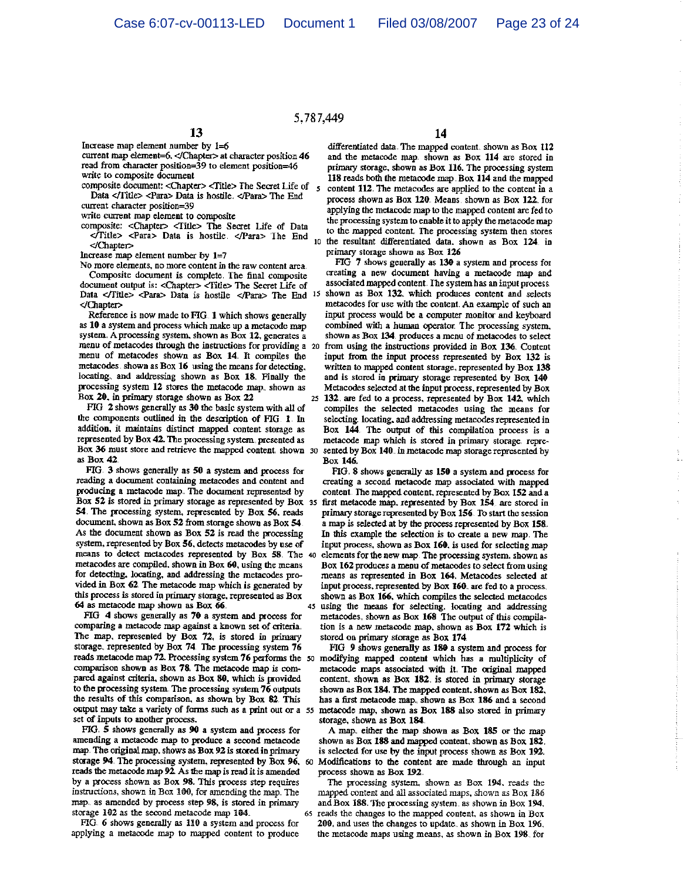Increase map element number by 1=6

current map element=6. </Chapter> at character position 46

read from character position=39 to element position=46

write to composite document

composite document: <Chapter> <Title> The Secret Life of Data </Title> <Para> Data is hostile. </Para> The End

current character position=39

write current map element to composite

composite: <Chapter> <Title> The Secret Life of Data </Title> <Para> Data is hostile. </Para> The End </Chapter>

Increase map element number by 1=7

No more elements, no more content in the raw content area.

Composite document is complete. The final composite document output is: <Chapter> <Title> The Secret Life of Data </Title> <Para> Data is hostile </Para> The End </Chapter>

Reference is now made to FIG. 1 which shows generally as **10** a system and process which make up a metacode map system. A processing system, shown as Box **12**, generates a menu of metacodes through the instructions for providing a menu of metacodes shown as Box **14**. It compiles the metacodes, shown as Box **16** using the means for detecting, locating, and addressing shown as Box **18**. Finally the processing system **12** stores the metacode map, shown as Box **20**, in primary storage shown as Box **22**.

FIG. 2 shows generally as **30** the basic system with all of the components outlined in the description of FIG. 1. In addition, it maintains distinct mapped content storage as represented by Box **42**. The processing system, presented as Box **36** must store and retrieve the mapped content, shown as Box **42**.

FIG. 3 shows generally as **50** a system and process for reading a document containing metacodes and content and producing a metacode map. The document represented by Box **52** is stored in primary storage as represented by Box **54**. The processing system, represented by Box **56**, reads document, shown as Box **52** from storage shown as Box **54**. As the document shown as Box **52** is read the processing system, represented by Box **56**, detects metacodes by use of means to detect metacodes represented by Box **58**. The metacodes are compiled, shown in Box **60**, using the means for detecting, locating, and addressing the metacodes provided in Box **62**. The metacode map which is generated by this process is stored in primary storage, represented as Box **64** as metacode map shown as Box **66**.

FIG. 4 shows generally as **70** a system and process for comparing a metacode map against a known set of criteria. The map, represented by Box **72**, is stored in primary storage, represented by Box **74**. The processing system **76** reads metacode map **72**. Processing system **76** performs the comparison shown as Box **78**. The metacode map is compared against criteria, shown as Box **80**, which is provided to the processing system. The processing system **76** outputs the results of this comparison, as shown by Box **82**. This output may take a variety of forms such as a print out or a set of inputs to another process.

FIG. 5 shows generally as **90** a system and process for amending a metacode map to produce a second metacode map. The original map, shows as Box **92** is stored in primary storage **94**. The processing system, represented by Box **96**, reads the metacode map **92**. As the map is read it is amended by a process shown as Box **98**. This process step requires instructions, shown in Box **100**, for amending the map. The map, as amended by process step **98**, is stored in primary storage **102** as the second metacode map **104**.

FIG. 6 shows generally as **110** a system and process for applying a metacode map to mapped content to produce differentiated data. The mapped content, shown as Box **112** and the metacode map, shown as Box **114** are stored in primary storage, shown as Box **116**. The processing system **118** reads both the metacode map, Box **114** and the mapped content **112**. The metacodes are applied to the content in a process shown as Box **120**. Means, shown as Box **122**, for applying the metacode map to the mapped content are fed to the processing system to enable it to apply the metacode map to the mapped content. The processing system then stores the resultant differentiated data, shown as Box **124**, in primary storage shown as Box **126**.

FIG. 7 shows generally as **130** a system and process for creating a new document having a metacode map and associated mapped content. The system has an input process shown as Box **132**, which produces content and selects metacodes for use with the content. An example of such an input process would be a computer monitor and keyboard combined with a human operator. The processing system, shown as Box **134**, produces a menu of metacodes to select from using the instructions provided in Box **136**. Content input from the input process represented by Box **132** is written to mapped content storage, represented by Box **138** and is stored in primary storage represented by Box **140**. Metacodes selected at the input process, represented by Box **132**, are fed to a process, represented by Box **142**, which compiles the selected metacodes using the means for selecting, locating, and addressing metacodes represented in Box **144**. The output of this compilation process is a metacode map which is stored in primary storage, represented by Box **140**, in metacode map storage represented by Box **146**.

FIG. 8 shows generally as **150** a system and process for creating a second metacode map associated with mapped content. The mapped content, represented by Box **152** and a first metacode map, represented by Box **154**, are stored in primary storage represented by Box **156**. To start the session a map is selected at by the process represented by Box **158**. In this example the selection is to create a new map. The input process, shown as Box **160**, is used for selecting map elements for the new map. The processing system, shown as Box **162** produces a menu of metacodes to select from using means as represented in Box **164**. Metacodes selected at input process, represented by Box **160**, are fed to a process, shown as Box **166**, which compiles the selected metacodes using the means for selecting, locating and addressing metacodes, shown as Box **168**. The output of this compilation is a new metacode map, shown as Box **172** which is stored on primary storage as Box **174**.

FIG. 9 shows generally as **180** a system and process for modifying mapped content which has a multiplicity of metacode maps associated with it. The original mapped content, shown as Box **182**, is stored in primary storage shown as Box **184**. The mapped content, shown as Box **182**, has a first metacode map, shown as Box **186** and a second metacode map, shown as Box **188** also stored in primary storage, shown as Box **184**.

A map, either the map shown as Box **185** or the map shown as Box **188** and mapped content, shown as Box **182**, is selected for use by the input process shown as Box **192**. Modifications to the content are made through an input process shown as Box **192**.

The processing system, shown as Box **194**, reads the mapped content and all associated maps, shown as Box **186** and Box **188**. The processing system, as shown in Box **194**, reads the changes to the mapped content, as shown in Box **200**, and uses the changes to update, as shown in Box **196**, the metacode maps using means, as shown in Box **198**, for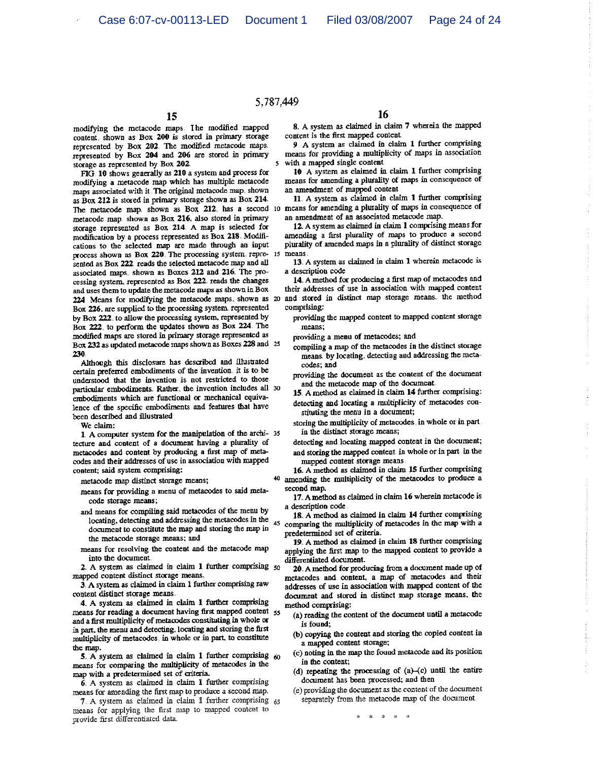modifying the metacode maps. The modified mapped content, shown as Box 200 is stored in primary storage represented by Box 202. The modified metacode maps, represented by Box 204 and 206 are stored in primary storage as represented by Box 202.

FIG. 10 shows generally as 210 a system and process for modifying a metacode map which has multiple metacode maps associated with it. The original metacode map, shown as Box 212 is stored in primary storage shown as Box 214. The metacode map, shown as Box 212, has a second metacode map, shown as Box 216, also stored in primary storage represented as Box 214. A map is selected for modification by a process represented as Box 218. Modifications to the selected map are made through an input process shown as Box 220. The processing system, represented as Box 222, reads the selected metacode map and all associated maps, shown as Boxes 212 and 216. The processing system, represented as Box 222, reads the changes and uses them to update the metacode maps as shown in Box 224. Means for modifying the metacode maps, shown as Box 226, are supplied to the processing system, represented by Box 222, to allow the processing system, represented by Box 222, to perform the updates shown as Box 224. The modified maps are stored in primary storage represented as Box 232 as updated metacode maps shown as Boxes 228 and 230.

Although this disclosure has described and illustrated certain preferred embodiments of the invention, it is to be understood that the invention is not restricted to those particular embodiments. Rather, the invention includes all embodiments which are functional or mechanical equivalence of the specific embodiments and features that have been described and illustrated.

We claim:

1. A computer system for the manipulation of the architecture and content of a document having a plurality of metacodes and content by producing a first map of metacodes and their addresses of use in association with mapped content; said system comprising:

- metacode map distinct storage means;
- means for providing a menu of metacodes to said metacode storage means;
- and means for compiling said metacodes of the menu by locating, detecting and addressing the metacodes in the document to constitute the map and storing the map in the metacode storage means; and
- means for resolving the content and the metacode map into the document.

2. A system as claimed in claim 1 further comprising mapped content distinct storage means.

3. A system as claimed in claim 1 further comprising raw content distinct storage means.

4. A system as claimed in claim 1 further comprising means for reading a document having first mapped content and a first multiplicity of metacodes constituting in whole or in part, the menu and detecting, locating and storing the first multiplicity of metacodes, in whole or in part, to constitute the map.

5. A system as claimed in claim 1 further comprising means for comparing the multiplicity of metacodes in the map with a predetermined set of criteria.

6. A system as claimed in claim 1 further comprising means for amending the first map to produce a second map.

7. A system as claimed in claim 1 further comprising means for applying the first map to mapped content to provide first differentiated data.

8. A system as claimed in claim 7 wherein the mapped content is the first mapped content.

9. A system as claimed in claim 1 further comprising means for providing a multiplicity of maps in association with a mapped single content.

10. A system as claimed in claim 1 further comprising means for amending a plurality of maps in consequence of an amendment of mapped content.

11. A system as claimed in claim 1 further comprising means for amending a plurality of maps in consequence of an amendment of an associated metacode map.

12. A system as claimed in claim 1 comprising means for amending a first plurality of maps to produce a second plurality of amended maps in a plurality of distinct storage means.

13. A system as claimed in claim 1 wherein metacode is a description code.

14. A method for producing a first map of metacodes and their addresses of use in association with mapped content and stored in distinct map storage means, the method comprising:

- providing the mapped content to mapped content storage means;
- providing a menu of metacodes; and
- compiling a map of the metacodes in the distinct storage means, by locating, detecting and addressing the metacodes; and
- providing the document as the content of the document and the metacode map of the document.

15. A method as claimed in claim 14 further comprising:

- detecting and locating a multiplicity of metacodes constituting the menu in a document;
- storing the multiplicity of metacodes, in whole or in part, in the distinct storage means;
- detecting and locating mapped content in the document;
- and storing the mapped content, in whole or in part, in the mapped content storage means.

16. A method as claimed in claim 15 further comprising amending the multiplicity of the metacodes to produce a second map.

17. A method as claimed in claim 16 wherein metacode is a description code.

18. A method as claimed in claim 14 further comprising comparing the multiplicity of metacodes in the map with a predetermined set of criteria.

19. A method as claimed in claim 18 further comprising applying the first map to the mapped content to provide a differentiated document.

20. A method for producing from a document made up of metacodes and content, a map of metacodes and their addresses of use in association with mapped content of the document and stored in distinct map storage means, the method comprising:

- (a) reading the content of the document until a metacode is found;
- (b) copying the content and storing the copied content in a mapped content storage;
- (c) noting in the map the found metacode and its position in the content;
- (d) repeating the processing of (a)–(c) until the entire document has been processed; and then
- (e) providing the document as the content of the document separately from the metacode map of the document.

* * * * *